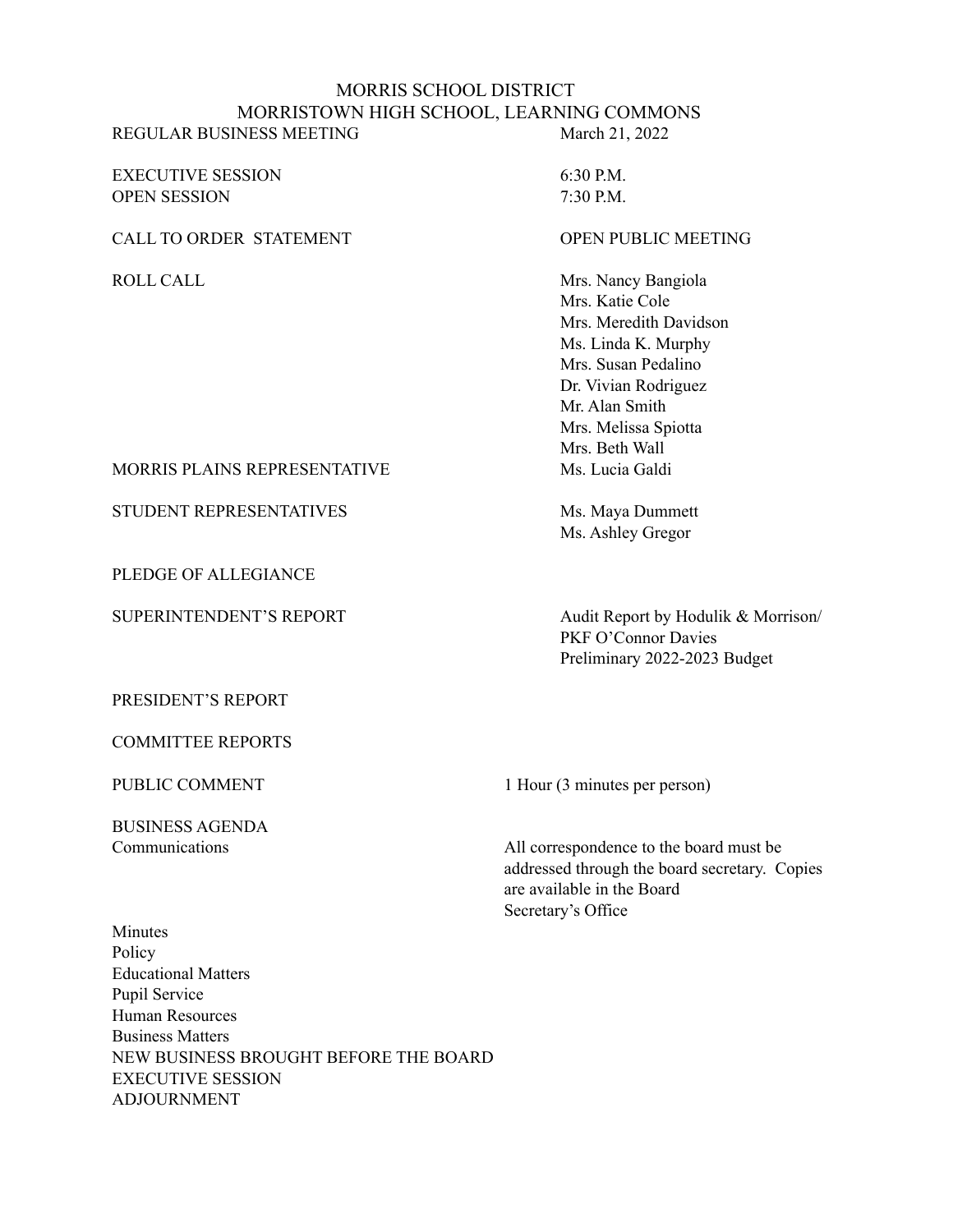# MORRIS SCHOOL DISTRICT
## MORRISTOWN HIGH SCHOOL, LEARNING COMMONS

REGULAR BUSINESS MEETING — March 21, 2022

EXECUTIVE SESSION — 6:30 P.M.
OPEN SESSION — 7:30 P.M.

CALL TO ORDER STATEMENT — OPEN PUBLIC MEETING

ROLL CALL
- Mrs. Nancy Bangiola
- Mrs. Katie Cole
- Mrs. Meredith Davidson
- Ms. Linda K. Murphy
- Mrs. Susan Pedalino
- Dr. Vivian Rodriguez
- Mr. Alan Smith
- Mrs. Melissa Spiotta
- Mrs. Beth Wall

MORRIS PLAINS REPRESENTATIVE — Ms. Lucia Galdi

STUDENT REPRESENTATIVES
- Ms. Maya Dummett
- Ms. Ashley Gregor

PLEDGE OF ALLEGIANCE

SUPERINTENDENT'S REPORT
- Audit Report by Hodulik & Morrison/ PKF O'Connor Davies
- Preliminary 2022-2023 Budget

PRESIDENT'S REPORT

COMMITTEE REPORTS

PUBLIC COMMENT — 1 Hour (3 minutes per person)

BUSINESS AGENDA

Communications — All correspondence to the board must be addressed through the board secretary. Copies are available in the Board Secretary's Office

Minutes
Policy
Educational Matters
Pupil Service
Human Resources
Business Matters
NEW BUSINESS BROUGHT BEFORE THE BOARD
EXECUTIVE SESSION
ADJOURNMENT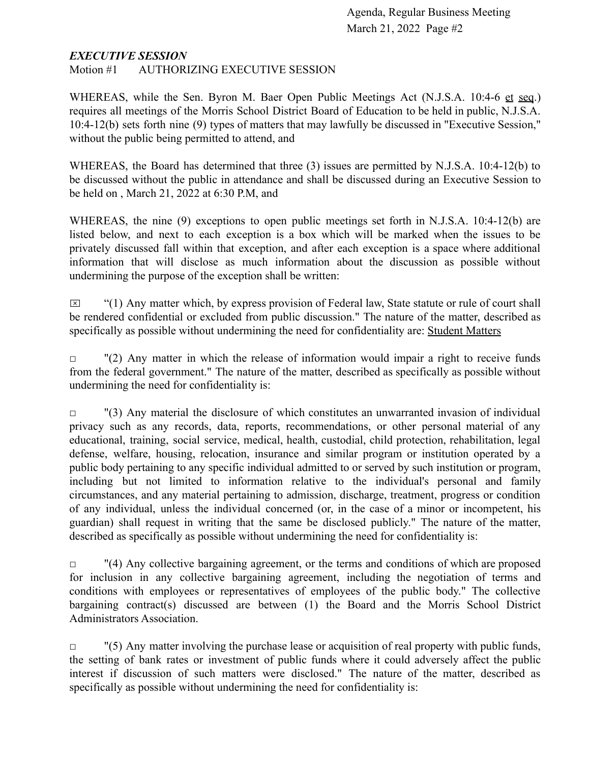### *EXECUTIVE SESSION*

Motion #1 AUTHORIZING EXECUTIVE SESSION

WHEREAS, while the Sen. Byron M. Baer Open Public Meetings Act (N.J.S.A. 10:4-6 et seq.) requires all meetings of the Morris School District Board of Education to be held in public, N.J.S.A. 10:4-12(b) sets forth nine (9) types of matters that may lawfully be discussed in "Executive Session," without the public being permitted to attend, and

WHEREAS, the Board has determined that three (3) issues are permitted by N.J.S.A. 10:4-12(b) to be discussed without the public in attendance and shall be discussed during an Executive Session to be held on , March 21, 2022 at 6:30 P.M, and

WHEREAS, the nine (9) exceptions to open public meetings set forth in N.J.S.A. 10:4-12(b) are listed below, and next to each exception is a box which will be marked when the issues to be privately discussed fall within that exception, and after each exception is a space where additional information that will disclose as much information about the discussion as possible without undermining the purpose of the exception shall be written:

☒ "(1) Any matter which, by express provision of Federal law, State statute or rule of court shall be rendered confidential or excluded from public discussion." The nature of the matter, described as specifically as possible without undermining the need for confidentiality are: Student Matters

☐ "(2) Any matter in which the release of information would impair a right to receive funds from the federal government." The nature of the matter, described as specifically as possible without undermining the need for confidentiality is:

☐ "(3) Any material the disclosure of which constitutes an unwarranted invasion of individual privacy such as any records, data, reports, recommendations, or other personal material of any educational, training, social service, medical, health, custodial, child protection, rehabilitation, legal defense, welfare, housing, relocation, insurance and similar program or institution operated by a public body pertaining to any specific individual admitted to or served by such institution or program, including but not limited to information relative to the individual's personal and family circumstances, and any material pertaining to admission, discharge, treatment, progress or condition of any individual, unless the individual concerned (or, in the case of a minor or incompetent, his guardian) shall request in writing that the same be disclosed publicly." The nature of the matter, described as specifically as possible without undermining the need for confidentiality is:

☐ "(4) Any collective bargaining agreement, or the terms and conditions of which are proposed for inclusion in any collective bargaining agreement, including the negotiation of terms and conditions with employees or representatives of employees of the public body." The collective bargaining contract(s) discussed are between (1) the Board and the Morris School District Administrators Association.

☐ "(5) Any matter involving the purchase lease or acquisition of real property with public funds, the setting of bank rates or investment of public funds where it could adversely affect the public interest if discussion of such matters were disclosed." The nature of the matter, described as specifically as possible without undermining the need for confidentiality is: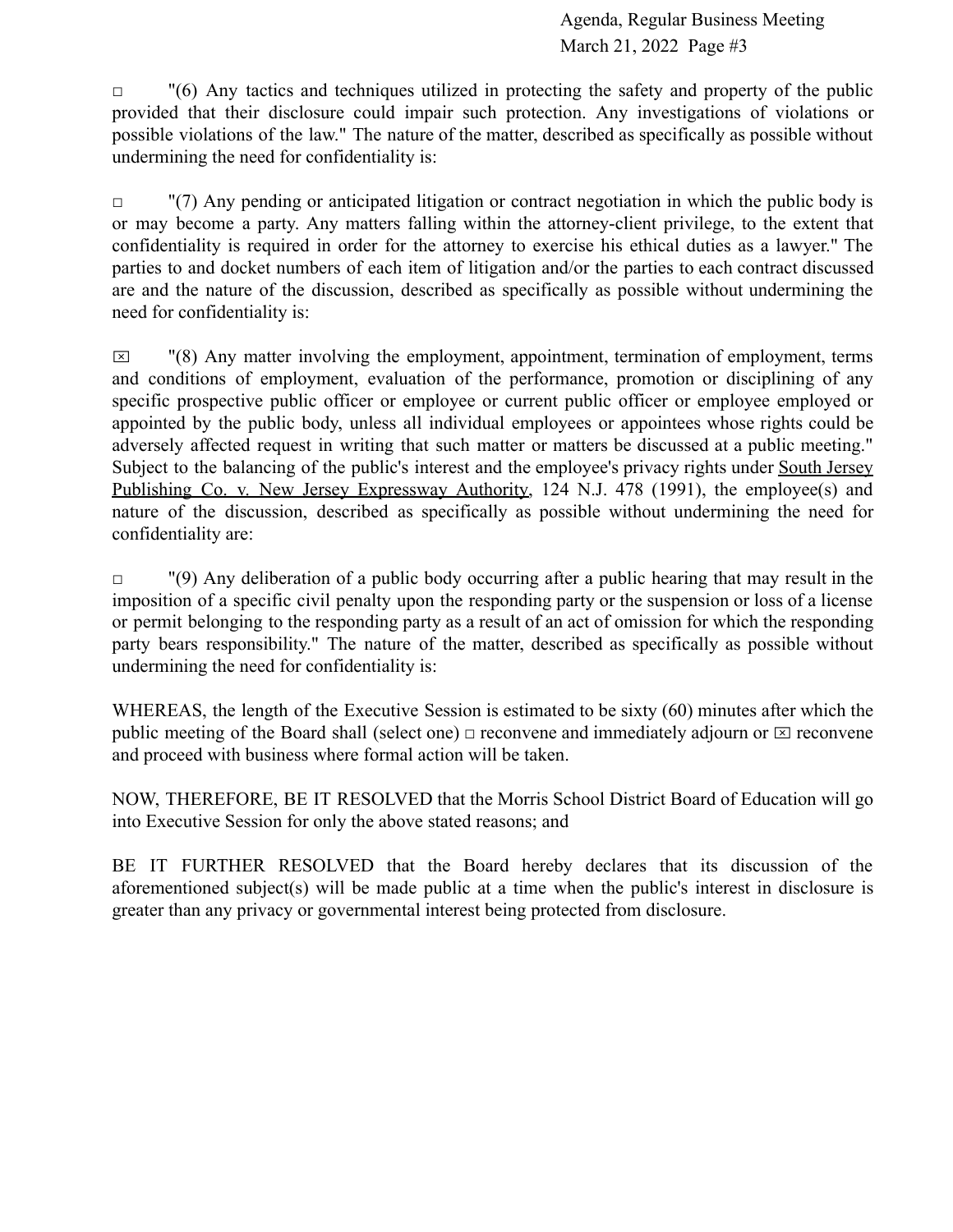□ "(6) Any tactics and techniques utilized in protecting the safety and property of the public provided that their disclosure could impair such protection. Any investigations of violations or possible violations of the law." The nature of the matter, described as specifically as possible without undermining the need for confidentiality is:

□ "(7) Any pending or anticipated litigation or contract negotiation in which the public body is or may become a party. Any matters falling within the attorney-client privilege, to the extent that confidentiality is required in order for the attorney to exercise his ethical duties as a lawyer." The parties to and docket numbers of each item of litigation and/or the parties to each contract discussed are and the nature of the discussion, described as specifically as possible without undermining the need for confidentiality is:

☒ "(8) Any matter involving the employment, appointment, termination of employment, terms and conditions of employment, evaluation of the performance, promotion or disciplining of any specific prospective public officer or employee or current public officer or employee employed or appointed by the public body, unless all individual employees or appointees whose rights could be adversely affected request in writing that such matter or matters be discussed at a public meeting." Subject to the balancing of the public's interest and the employee's privacy rights under <u>South Jersey Publishing Co. v. New Jersey Expressway Authority</u>, 124 N.J. 478 (1991), the employee(s) and nature of the discussion, described as specifically as possible without undermining the need for confidentiality are:

□ "(9) Any deliberation of a public body occurring after a public hearing that may result in the imposition of a specific civil penalty upon the responding party or the suspension or loss of a license or permit belonging to the responding party as a result of an act of omission for which the responding party bears responsibility." The nature of the matter, described as specifically as possible without undermining the need for confidentiality is:

WHEREAS, the length of the Executive Session is estimated to be sixty (60) minutes after which the public meeting of the Board shall (select one) □ reconvene and immediately adjourn or ☒ reconvene and proceed with business where formal action will be taken.

NOW, THEREFORE, BE IT RESOLVED that the Morris School District Board of Education will go into Executive Session for only the above stated reasons; and

BE IT FURTHER RESOLVED that the Board hereby declares that its discussion of the aforementioned subject(s) will be made public at a time when the public's interest in disclosure is greater than any privacy or governmental interest being protected from disclosure.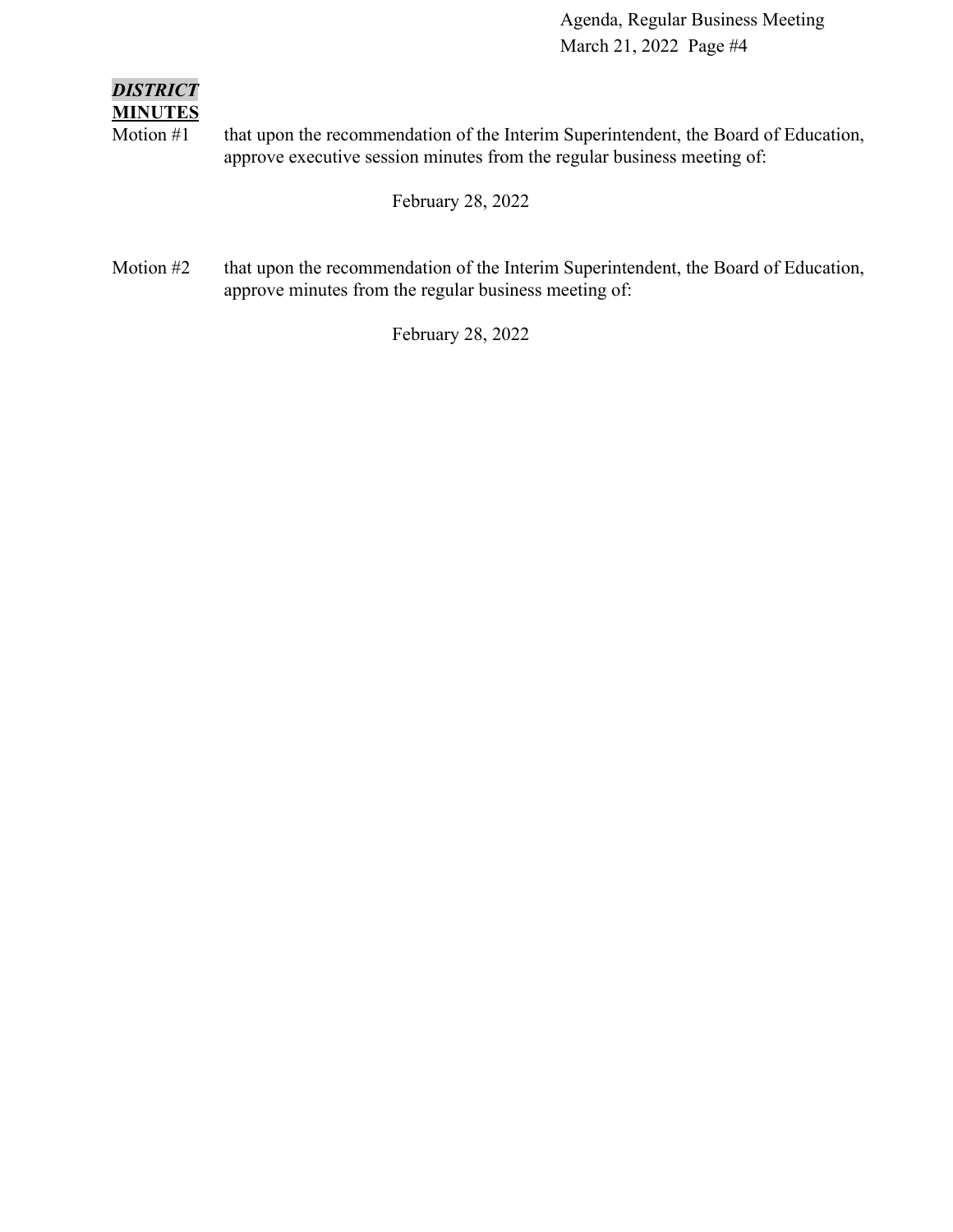***DISTRICT***

**MINUTES**

Motion #1 that upon the recommendation of the Interim Superintendent, the Board of Education, approve executive session minutes from the regular business meeting of:

February 28, 2022

Motion #2 that upon the recommendation of the Interim Superintendent, the Board of Education, approve minutes from the regular business meeting of:

February 28, 2022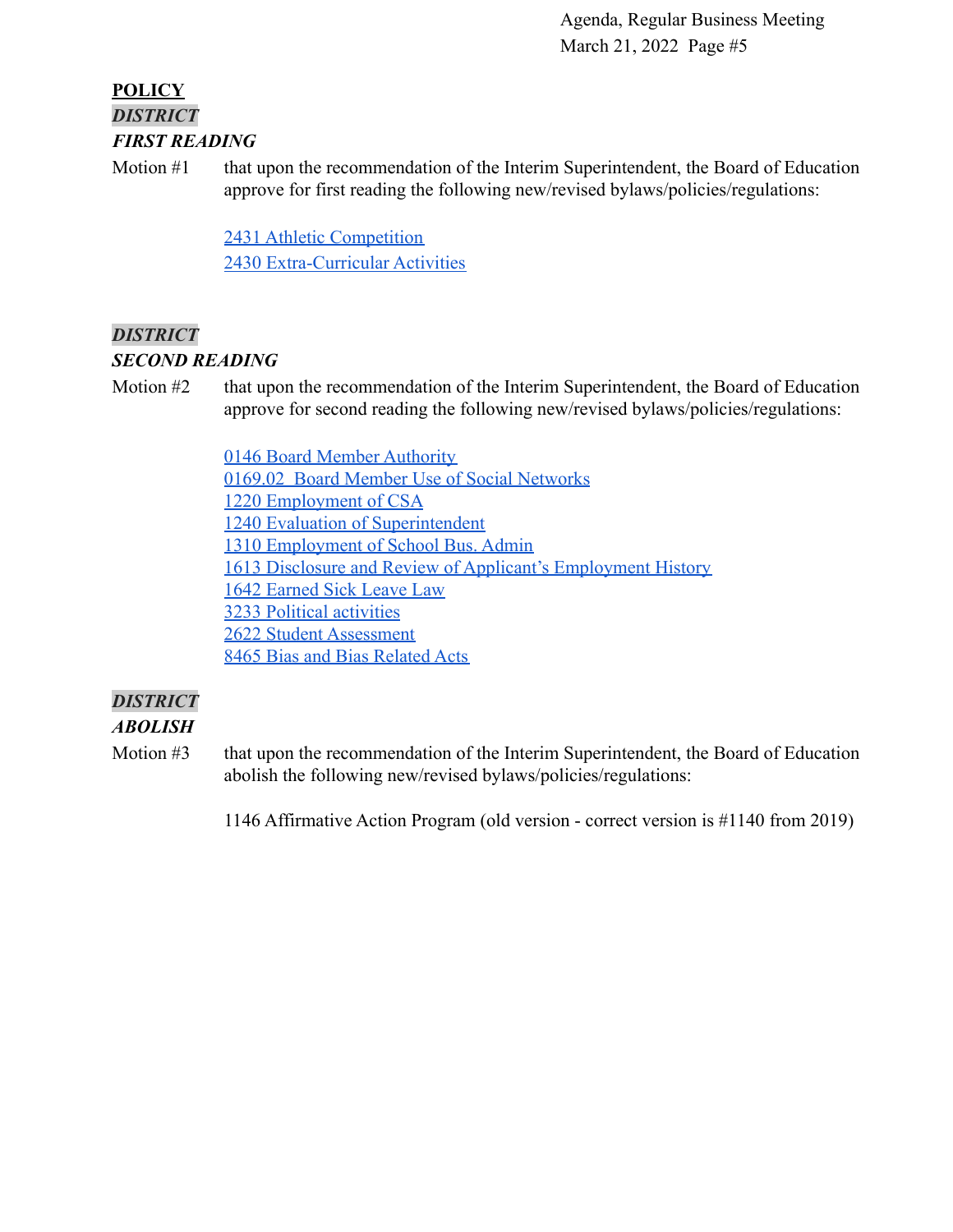## POLICY

***DISTRICT***

***FIRST READING***

Motion #1 that upon the recommendation of the Interim Superintendent, the Board of Education approve for first reading the following new/revised bylaws/policies/regulations:

2431 Athletic Competition
2430 Extra-Curricular Activities

***DISTRICT***

***SECOND READING***

Motion #2 that upon the recommendation of the Interim Superintendent, the Board of Education approve for second reading the following new/revised bylaws/policies/regulations:

0146 Board Member Authority
0169.02 Board Member Use of Social Networks
1220 Employment of CSA
1240 Evaluation of Superintendent
1310 Employment of School Bus. Admin
1613 Disclosure and Review of Applicant's Employment History
1642 Earned Sick Leave Law
3233 Political activities
2622 Student Assessment
8465 Bias and Bias Related Acts

***DISTRICT***

***ABOLISH***

Motion #3 that upon the recommendation of the Interim Superintendent, the Board of Education abolish the following new/revised bylaws/policies/regulations:

1146 Affirmative Action Program (old version - correct version is #1140 from 2019)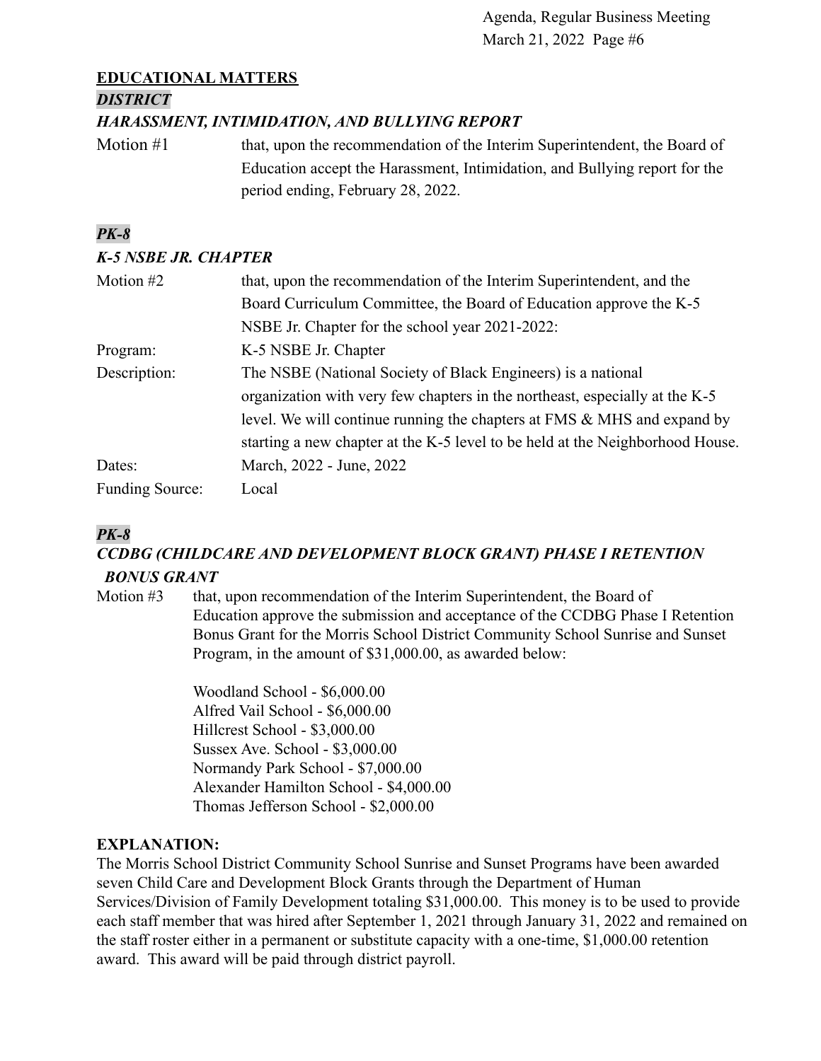## EDUCATIONAL MATTERS

### *DISTRICT*

### *HARASSMENT, INTIMIDATION, AND BULLYING REPORT*

Motion #1 that, upon the recommendation of the Interim Superintendent, the Board of Education accept the Harassment, Intimidation, and Bullying report for the period ending, February 28, 2022.

### *PK-8*

### *K-5 NSBE JR. CHAPTER*

Motion #2 that, upon the recommendation of the Interim Superintendent, and the Board Curriculum Committee, the Board of Education approve the K-5 NSBE Jr. Chapter for the school year 2021-2022:

Program: K-5 NSBE Jr. Chapter

Description: The NSBE (National Society of Black Engineers) is a national organization with very few chapters in the northeast, especially at the K-5 level. We will continue running the chapters at FMS & MHS and expand by starting a new chapter at the K-5 level to be held at the Neighborhood House.

Dates: March, 2022 - June, 2022

Funding Source: Local

### *PK-8*

### *CCDBG (CHILDCARE AND DEVELOPMENT BLOCK GRANT) PHASE I RETENTION BONUS GRANT*

Motion #3 that, upon recommendation of the Interim Superintendent, the Board of Education approve the submission and acceptance of the CCDBG Phase I Retention Bonus Grant for the Morris School District Community School Sunrise and Sunset Program, in the amount of $31,000.00, as awarded below:

Woodland School - $6,000.00
Alfred Vail School - $6,000.00
Hillcrest School - $3,000.00
Sussex Ave. School - $3,000.00
Normandy Park School - $7,000.00
Alexander Hamilton School - $4,000.00
Thomas Jefferson School - $2,000.00

**EXPLANATION:**
The Morris School District Community School Sunrise and Sunset Programs have been awarded seven Child Care and Development Block Grants through the Department of Human Services/Division of Family Development totaling $31,000.00. This money is to be used to provide each staff member that was hired after September 1, 2021 through January 31, 2022 and remained on the staff roster either in a permanent or substitute capacity with a one-time, $1,000.00 retention award. This award will be paid through district payroll.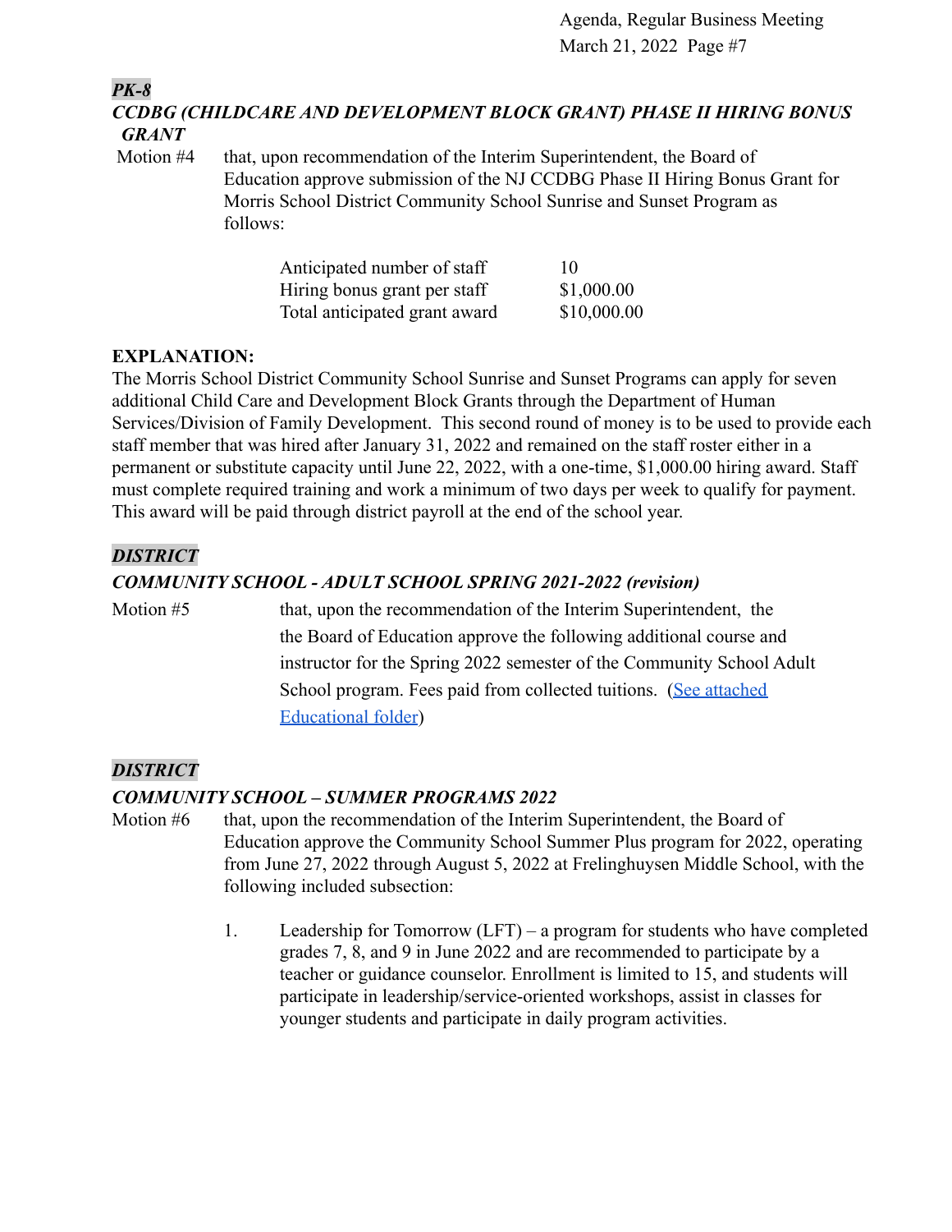***PK-8***

***CCDBG (CHILDCARE AND DEVELOPMENT BLOCK GRANT) PHASE II HIRING BONUS GRANT***

Motion #4 that, upon recommendation of the Interim Superintendent, the Board of Education approve submission of the NJ CCDBG Phase II Hiring Bonus Grant for Morris School District Community School Sunrise and Sunset Program as follows:

| | |
|---|---|
| Anticipated number of staff | 10 |
| Hiring bonus grant per staff | $1,000.00 |
| Total anticipated grant award | $10,000.00 |

**EXPLANATION:**
The Morris School District Community School Sunrise and Sunset Programs can apply for seven additional Child Care and Development Block Grants through the Department of Human Services/Division of Family Development. This second round of money is to be used to provide each staff member that was hired after January 31, 2022 and remained on the staff roster either in a permanent or substitute capacity until June 22, 2022, with a one-time, $1,000.00 hiring award. Staff must complete required training and work a minimum of two days per week to qualify for payment. This award will be paid through district payroll at the end of the school year.

***DISTRICT***

***COMMUNITY SCHOOL - ADULT SCHOOL SPRING 2021-2022 (revision)***

Motion #5 that, upon the recommendation of the Interim Superintendent, the the Board of Education approve the following additional course and instructor for the Spring 2022 semester of the Community School Adult School program. Fees paid from collected tuitions. (See attached Educational folder)

***DISTRICT***

***COMMUNITY SCHOOL – SUMMER PROGRAMS 2022***

Motion #6 that, upon the recommendation of the Interim Superintendent, the Board of Education approve the Community School Summer Plus program for 2022, operating from June 27, 2022 through August 5, 2022 at Frelinghuysen Middle School, with the following included subsection:

1. Leadership for Tomorrow (LFT) – a program for students who have completed grades 7, 8, and 9 in June 2022 and are recommended to participate by a teacher or guidance counselor. Enrollment is limited to 15, and students will participate in leadership/service-oriented workshops, assist in classes for younger students and participate in daily program activities.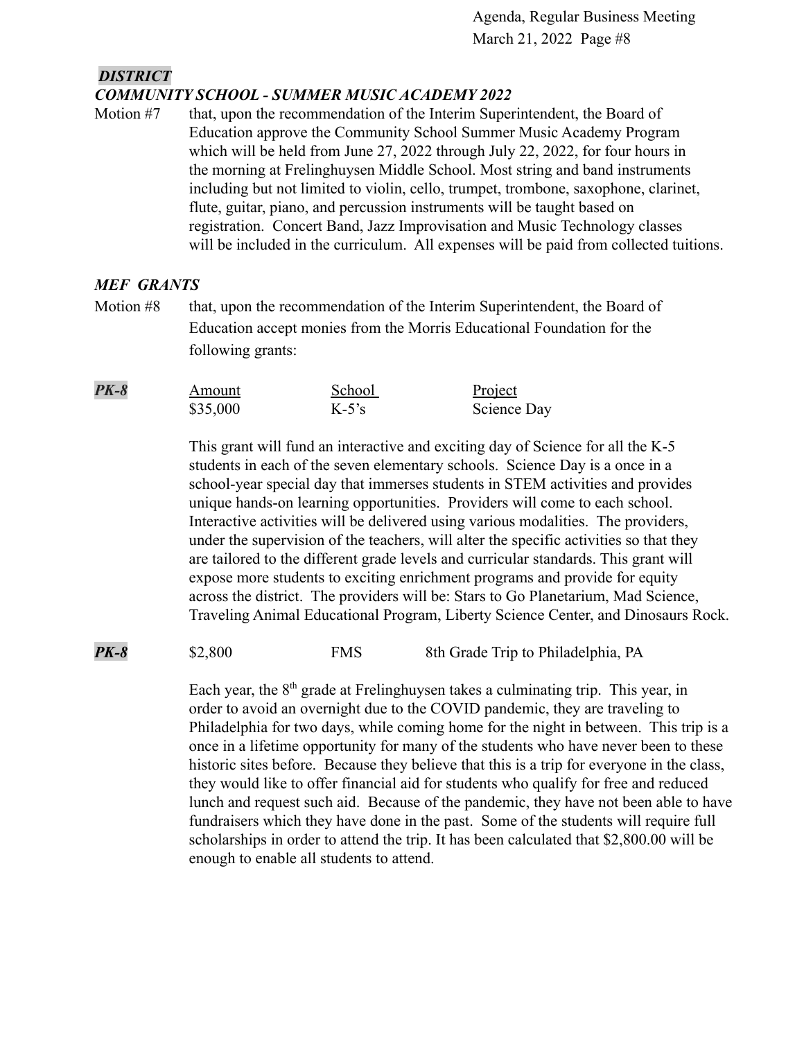## *DISTRICT*

### *COMMUNITY SCHOOL - SUMMER MUSIC ACADEMY 2022*

Motion #7 that, upon the recommendation of the Interim Superintendent, the Board of Education approve the Community School Summer Music Academy Program which will be held from June 27, 2022 through July 22, 2022, for four hours in the morning at Frelinghuysen Middle School. Most string and band instruments including but not limited to violin, cello, trumpet, trombone, saxophone, clarinet, flute, guitar, piano, and percussion instruments will be taught based on registration. Concert Band, Jazz Improvisation and Music Technology classes will be included in the curriculum. All expenses will be paid from collected tuitions.

### *MEF GRANTS*

Motion #8 that, upon the recommendation of the Interim Superintendent, the Board of Education accept monies from the Morris Educational Foundation for the following grants:

| | Amount | School | Project |
|---|---|---|---|
| ***PK-8*** | $35,000 | K-5's | Science Day |

This grant will fund an interactive and exciting day of Science for all the K-5 students in each of the seven elementary schools. Science Day is a once in a school-year special day that immerses students in STEM activities and provides unique hands-on learning opportunities. Providers will come to each school. Interactive activities will be delivered using various modalities. The providers, under the supervision of the teachers, will alter the specific activities so that they are tailored to the different grade levels and curricular standards. This grant will expose more students to exciting enrichment programs and provide for equity across the district. The providers will be: Stars to Go Planetarium, Mad Science, Traveling Animal Educational Program, Liberty Science Center, and Dinosaurs Rock.

| | | | |
|---|---|---|---|
| ***PK-8*** | $2,800 | FMS | 8th Grade Trip to Philadelphia, PA |

Each year, the 8th grade at Frelinghuysen takes a culminating trip. This year, in order to avoid an overnight due to the COVID pandemic, they are traveling to Philadelphia for two days, while coming home for the night in between. This trip is a once in a lifetime opportunity for many of the students who have never been to these historic sites before. Because they believe that this is a trip for everyone in the class, they would like to offer financial aid for students who qualify for free and reduced lunch and request such aid. Because of the pandemic, they have not been able to have fundraisers which they have done in the past. Some of the students will require full scholarships in order to attend the trip. It has been calculated that $2,800.00 will be enough to enable all students to attend.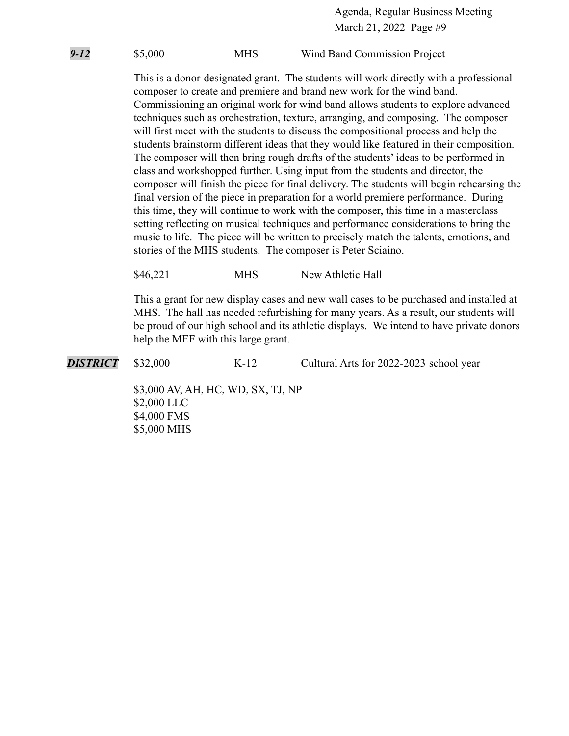***9-12*** $5,000 MHS Wind Band Commission Project

This is a donor-designated grant. The students will work directly with a professional composer to create and premiere and brand new work for the wind band. Commissioning an original work for wind band allows students to explore advanced techniques such as orchestration, texture, arranging, and composing. The composer will first meet with the students to discuss the compositional process and help the students brainstorm different ideas that they would like featured in their composition. The composer will then bring rough drafts of the students' ideas to be performed in class and workshopped further. Using input from the students and director, the composer will finish the piece for final delivery. The students will begin rehearsing the final version of the piece in preparation for a world premiere performance. During this time, they will continue to work with the composer, this time in a masterclass setting reflecting on musical techniques and performance considerations to bring the music to life. The piece will be written to precisely match the talents, emotions, and stories of the MHS students. The composer is Peter Sciaino.

$46,221 MHS New Athletic Hall

This a grant for new display cases and new wall cases to be purchased and installed at MHS. The hall has needed refurbishing for many years. As a result, our students will be proud of our high school and its athletic displays. We intend to have private donors help the MEF with this large grant.

***DISTRICT*** $32,000 K-12 Cultural Arts for 2022-2023 school year

$3,000 AV, AH, HC, WD, SX, TJ, NP  
$2,000 LLC  
$4,000 FMS  
$5,000 MHS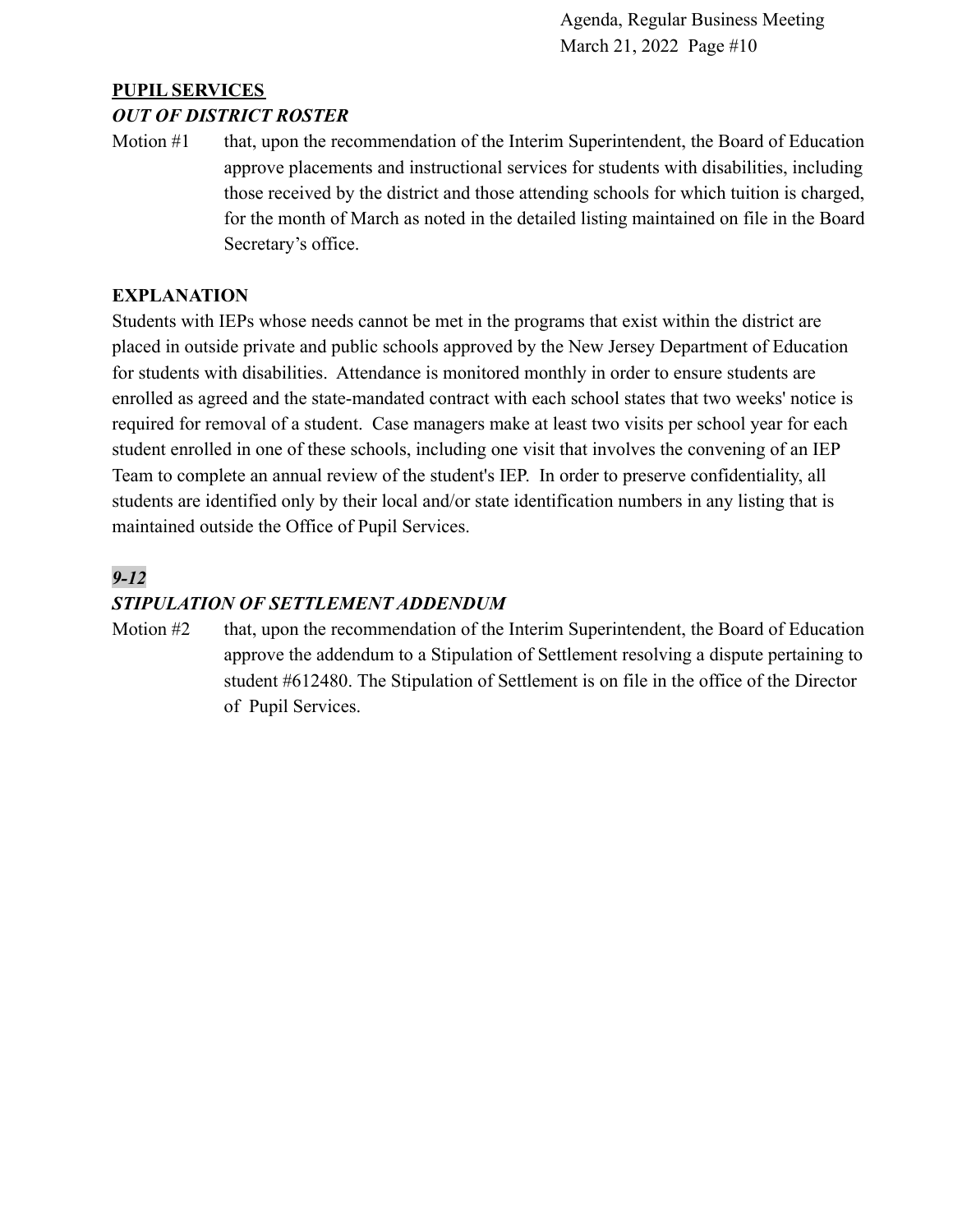**PUPIL SERVICES**

***OUT OF DISTRICT ROSTER***

Motion #1 that, upon the recommendation of the Interim Superintendent, the Board of Education approve placements and instructional services for students with disabilities, including those received by the district and those attending schools for which tuition is charged, for the month of March as noted in the detailed listing maintained on file in the Board Secretary's office.

**EXPLANATION**

Students with IEPs whose needs cannot be met in the programs that exist within the district are placed in outside private and public schools approved by the New Jersey Department of Education for students with disabilities. Attendance is monitored monthly in order to ensure students are enrolled as agreed and the state-mandated contract with each school states that two weeks' notice is required for removal of a student. Case managers make at least two visits per school year for each student enrolled in one of these schools, including one visit that involves the convening of an IEP Team to complete an annual review of the student's IEP. In order to preserve confidentiality, all students are identified only by their local and/or state identification numbers in any listing that is maintained outside the Office of Pupil Services.

***9-12***

***STIPULATION OF SETTLEMENT ADDENDUM***

Motion #2 that, upon the recommendation of the Interim Superintendent, the Board of Education approve the addendum to a Stipulation of Settlement resolving a dispute pertaining to student #612480. The Stipulation of Settlement is on file in the office of the Director of Pupil Services.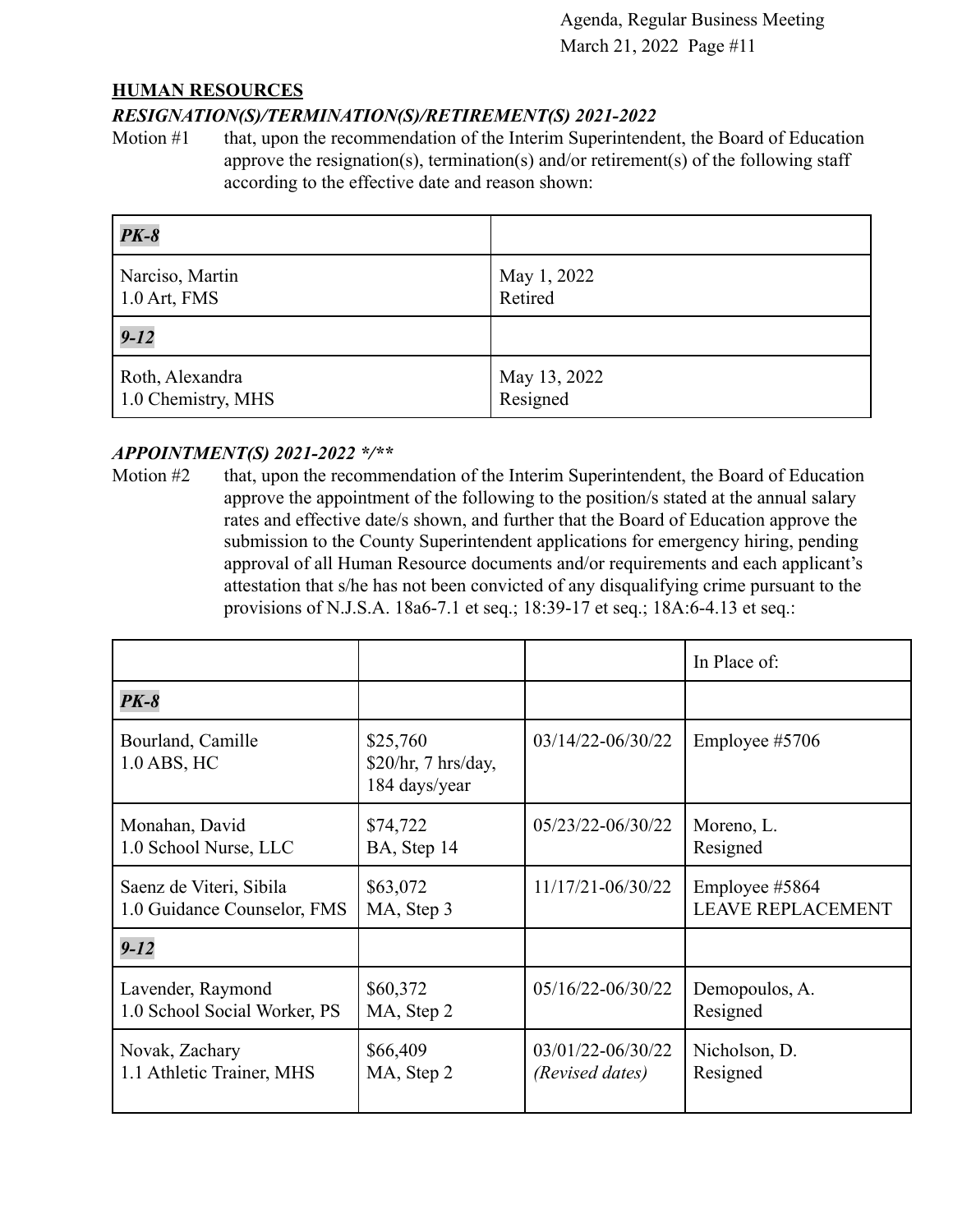## HUMAN RESOURCES

### *RESIGNATION(S)/TERMINATION(S)/RETIREMENT(S) 2021-2022*

Motion #1 that, upon the recommendation of the Interim Superintendent, the Board of Education approve the resignation(s), termination(s) and/or retirement(s) of the following staff according to the effective date and reason shown:

| ***PK-8*** | |
|---|---|
| Narciso, Martin<br>1.0 Art, FMS | May 1, 2022<br>Retired |
| ***9-12*** | |
| Roth, Alexandra<br>1.0 Chemistry, MHS | May 13, 2022<br>Resigned |

### *APPOINTMENT(S) 2021-2022 */***

Motion #2 that, upon the recommendation of the Interim Superintendent, the Board of Education approve the appointment of the following to the position/s stated at the annual salary rates and effective date/s shown, and further that the Board of Education approve the submission to the County Superintendent applications for emergency hiring, pending approval of all Human Resource documents and/or requirements and each applicant's attestation that s/he has not been convicted of any disqualifying crime pursuant to the provisions of N.J.S.A. 18a6-7.1 et seq.; 18:39-17 et seq.; 18A:6-4.13 et seq.:

| | | | In Place of: |
|---|---|---|---|
| ***PK-8*** | | | |
| Bourland, Camille<br>1.0 ABS, HC | $25,760<br>$20/hr, 7 hrs/day, 184 days/year | 03/14/22-06/30/22 | Employee #5706 |
| Monahan, David<br>1.0 School Nurse, LLC | $74,722<br>BA, Step 14 | 05/23/22-06/30/22 | Moreno, L.<br>Resigned |
| Saenz de Viteri, Sibila<br>1.0 Guidance Counselor, FMS | $63,072<br>MA, Step 3 | 11/17/21-06/30/22 | Employee #5864<br>LEAVE REPLACEMENT |
| ***9-12*** | | | |
| Lavender, Raymond<br>1.0 School Social Worker, PS | $60,372<br>MA, Step 2 | 05/16/22-06/30/22 | Demopoulos, A.<br>Resigned |
| Novak, Zachary<br>1.1 Athletic Trainer, MHS | $66,409<br>MA, Step 2 | 03/01/22-06/30/22<br>*(Revised dates)* | Nicholson, D.<br>Resigned |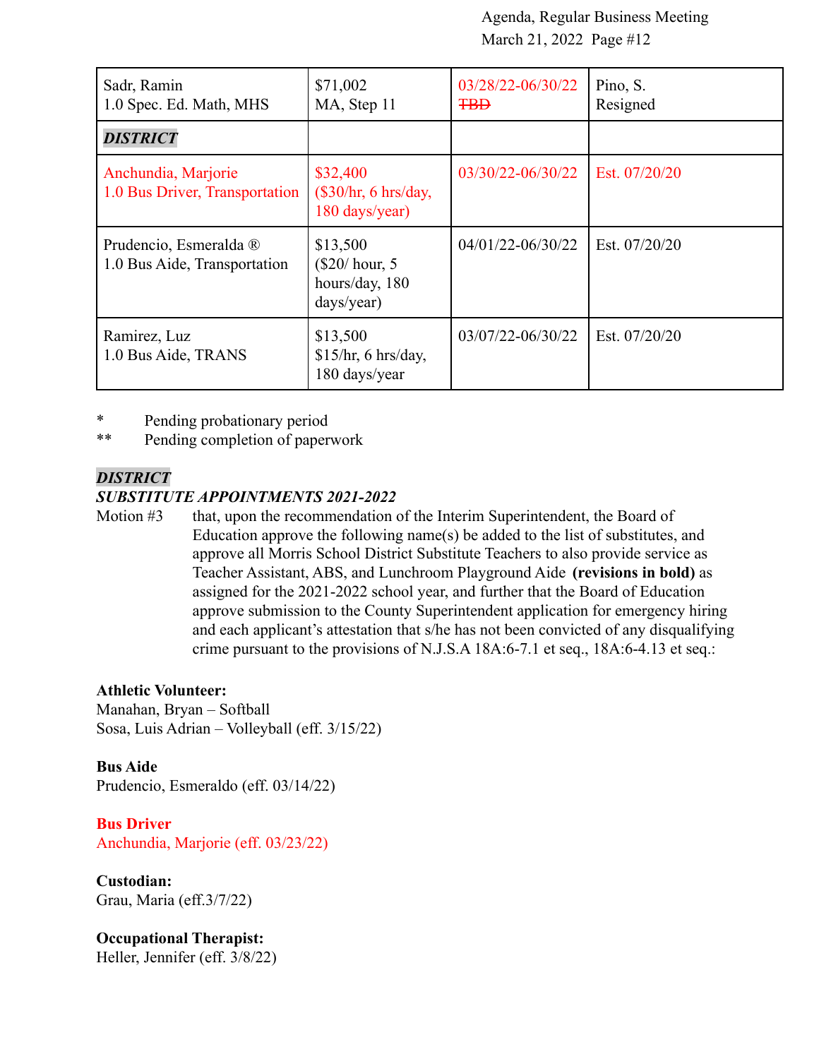| Sadr, Ramin<br>1.0 Spec. Ed. Math, MHS | $71,002<br>MA, Step 11 | 03/28/22-06/30/22<br>~~TBD~~ | Pino, S.<br>Resigned |
|---|---|---|---|
| ***DISTRICT*** | | | |
| Anchundia, Marjorie<br>1.0 Bus Driver, Transportation | $32,400<br>($30/hr, 6 hrs/day, 180 days/year) | 03/30/22-06/30/22 | Est. 07/20/20 |
| Prudencio, Esmeralda ®<br>1.0 Bus Aide, Transportation | $13,500<br>($20/ hour, 5 hours/day, 180 days/year) | 04/01/22-06/30/22 | Est. 07/20/20 |
| Ramirez, Luz<br>1.0 Bus Aide, TRANS | $13,500<br>$15/hr, 6 hrs/day, 180 days/year | 03/07/22-06/30/22 | Est. 07/20/20 |

\* Pending probationary period
\*\* Pending completion of paperwork

***DISTRICT***

***SUBSTITUTE APPOINTMENTS 2021-2022***

Motion #3 that, upon the recommendation of the Interim Superintendent, the Board of Education approve the following name(s) be added to the list of substitutes, and approve all Morris School District Substitute Teachers to also provide service as Teacher Assistant, ABS, and Lunchroom Playground Aide **(revisions in bold)** as assigned for the 2021-2022 school year, and further that the Board of Education approve submission to the County Superintendent application for emergency hiring and each applicant's attestation that s/he has not been convicted of any disqualifying crime pursuant to the provisions of N.J.S.A 18A:6-7.1 et seq., 18A:6-4.13 et seq.:

**Athletic Volunteer:**
Manahan, Bryan – Softball
Sosa, Luis Adrian – Volleyball (eff. 3/15/22)

**Bus Aide**
Prudencio, Esmeraldo (eff. 03/14/22)

**Bus Driver**
Anchundia, Marjorie (eff. 03/23/22)

**Custodian:**
Grau, Maria (eff.3/7/22)

**Occupational Therapist:**
Heller, Jennifer (eff. 3/8/22)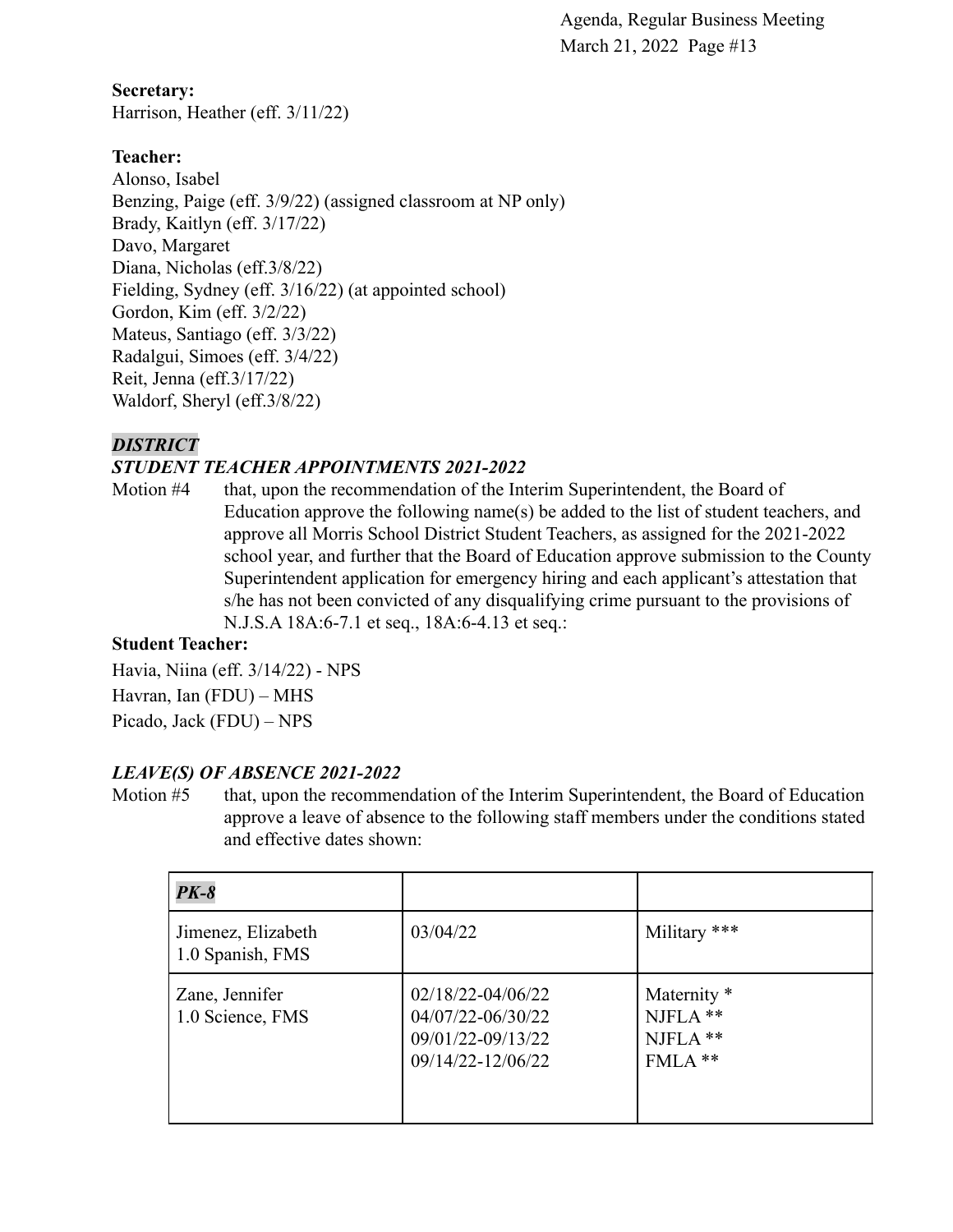**Secretary:**
Harrison, Heather (eff. 3/11/22)

**Teacher:**
Alonso, Isabel
Benzing, Paige (eff. 3/9/22) (assigned classroom at NP only)
Brady, Kaitlyn (eff. 3/17/22)
Davo, Margaret
Diana, Nicholas (eff.3/8/22)
Fielding, Sydney (eff. 3/16/22) (at appointed school)
Gordon, Kim (eff. 3/2/22)
Mateus, Santiago (eff. 3/3/22)
Radalgui, Simoes (eff. 3/4/22)
Reit, Jenna (eff.3/17/22)
Waldorf, Sheryl (eff.3/8/22)

***DISTRICT***

***STUDENT TEACHER APPOINTMENTS 2021-2022***

Motion #4 that, upon the recommendation of the Interim Superintendent, the Board of Education approve the following name(s) be added to the list of student teachers, and approve all Morris School District Student Teachers, as assigned for the 2021-2022 school year, and further that the Board of Education approve submission to the County Superintendent application for emergency hiring and each applicant's attestation that s/he has not been convicted of any disqualifying crime pursuant to the provisions of N.J.S.A 18A:6-7.1 et seq., 18A:6-4.13 et seq.:

**Student Teacher:**

Havia, Niina (eff. 3/14/22) - NPS
Havran, Ian (FDU) – MHS
Picado, Jack (FDU) – NPS

***LEAVE(S) OF ABSENCE 2021-2022***

Motion #5 that, upon the recommendation of the Interim Superintendent, the Board of Education approve a leave of absence to the following staff members under the conditions stated and effective dates shown:

| ***PK-8*** | | |
|---|---|---|
| Jimenez, Elizabeth<br>1.0 Spanish, FMS | 03/04/22 | Military *** |
| Zane, Jennifer<br>1.0 Science, FMS | 02/18/22-04/06/22<br>04/07/22-06/30/22<br>09/01/22-09/13/22<br>09/14/22-12/06/22 | Maternity *<br>NJFLA **<br>NJFLA **<br>FMLA ** |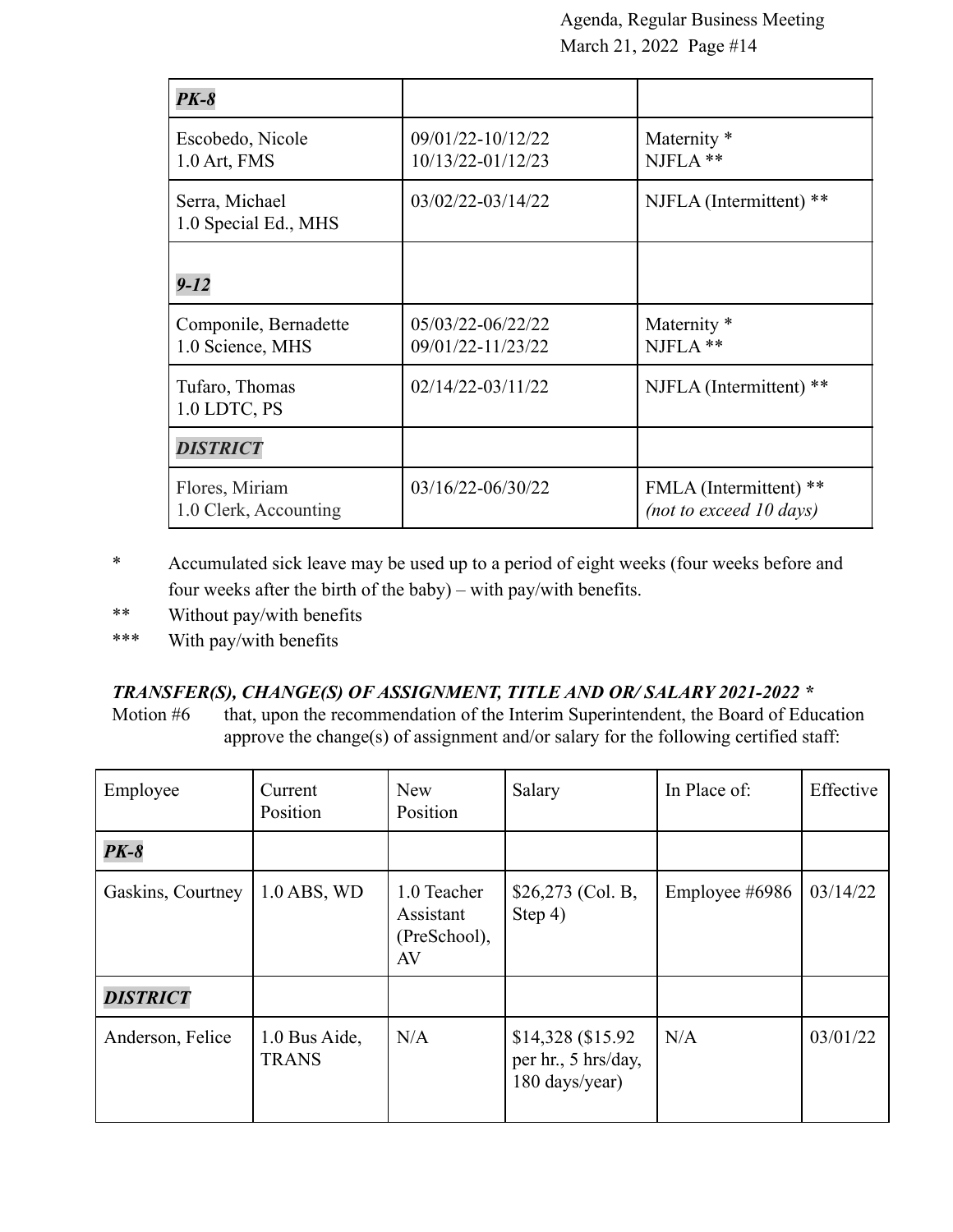| | | |
|---|---|---|
| ***PK-8*** | | |
| Escobedo, Nicole<br>1.0 Art, FMS | 09/01/22-10/12/22<br>10/13/22-01/12/23 | Maternity *<br>NJFLA ** |
| Serra, Michael<br>1.0 Special Ed., MHS | 03/02/22-03/14/22 | NJFLA (Intermittent) ** |
| ***9-12*** | | |
| Componile, Bernadette<br>1.0 Science, MHS | 05/03/22-06/22/22<br>09/01/22-11/23/22 | Maternity *<br>NJFLA ** |
| Tufaro, Thomas<br>1.0 LDTC, PS | 02/14/22-03/11/22 | NJFLA (Intermittent) ** |
| ***DISTRICT*** | | |
| Flores, Miriam<br>1.0 Clerk, Accounting | 03/16/22-06/30/22 | FMLA (Intermittent) **<br>*(not to exceed 10 days)* |

\* Accumulated sick leave may be used up to a period of eight weeks (four weeks before and four weeks after the birth of the baby) – with pay/with benefits.

** Without pay/with benefits

*** With pay/with benefits

***TRANSFER(S), CHANGE(S) OF ASSIGNMENT, TITLE AND OR/ SALARY 2021-2022 ****

Motion #6 that, upon the recommendation of the Interim Superintendent, the Board of Education approve the change(s) of assignment and/or salary for the following certified staff:

| Employee | Current Position | New Position | Salary | In Place of: | Effective |
|---|---|---|---|---|---|
| ***PK-8*** | | | | | |
| Gaskins, Courtney | 1.0 ABS, WD | 1.0 Teacher Assistant (PreSchool), AV | $26,273 (Col. B, Step 4) | Employee #6986 | 03/14/22 |
| ***DISTRICT*** | | | | | |
| Anderson, Felice | 1.0 Bus Aide, TRANS | N/A | $14,328 ($15.92 per hr., 5 hrs/day, 180 days/year) | N/A | 03/01/22 |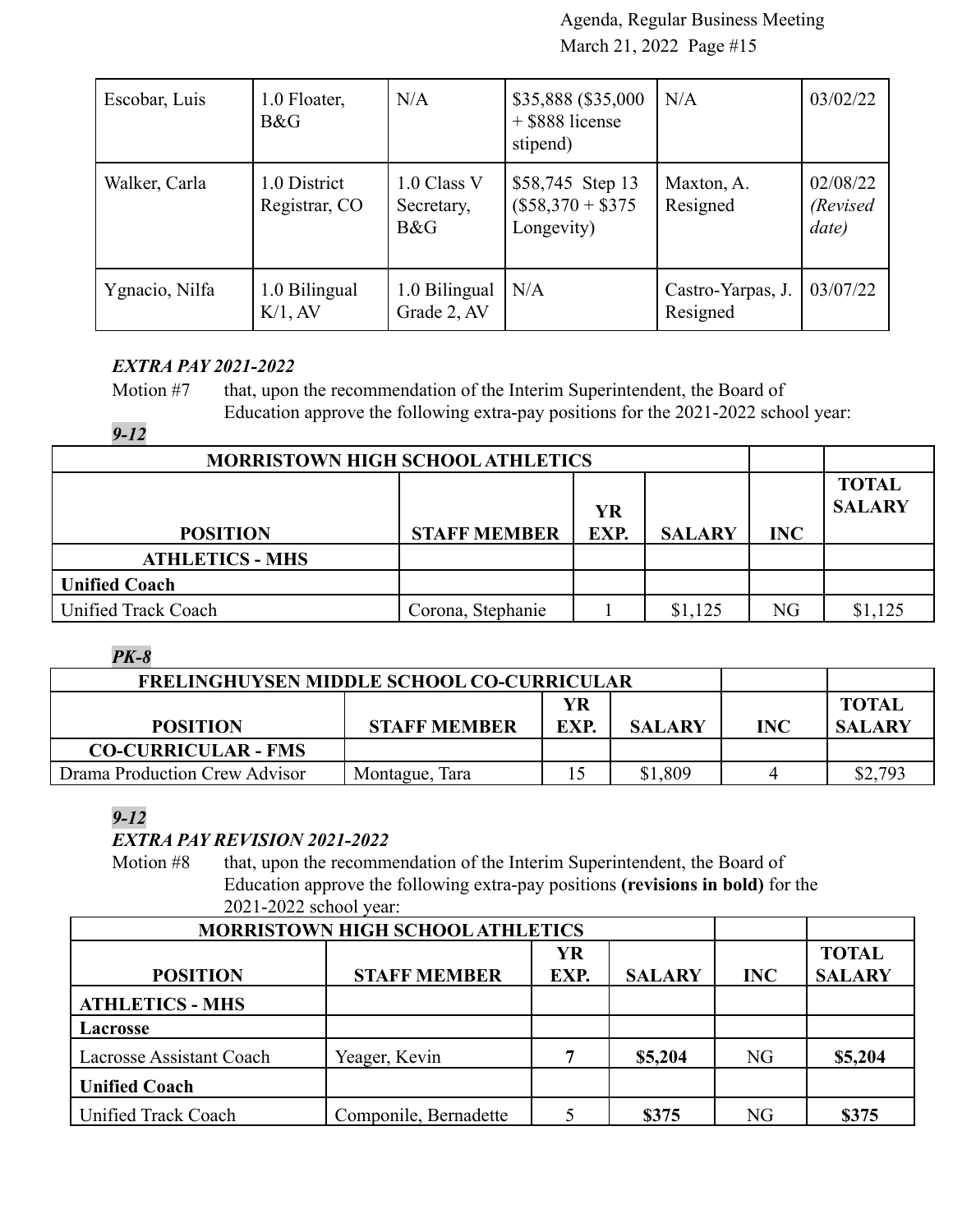| Escobar, Luis | 1.0 Floater, B&G | N/A | $35,888 ($35,000 + $888 license stipend) | N/A | 03/02/22 |
|---|---|---|---|---|---|
| Walker, Carla | 1.0 District Registrar, CO | 1.0 Class V Secretary, B&G | $58,745 Step 13 ($58,370 + $375 Longevity) | Maxton, A. Resigned | 02/08/22 *(Revised date)* |
| Ygnacio, Nilfa | 1.0 Bilingual K/1, AV | 1.0 Bilingual Grade 2, AV | N/A | Castro-Yarpas, J. Resigned | 03/07/22 |

***EXTRA PAY 2021-2022***

Motion #7 that, upon the recommendation of the Interim Superintendent, the Board of Education approve the following extra-pay positions for the 2021-2022 school year:

***9-12***

| MORRISTOWN HIGH SCHOOL ATHLETICS | | | | | |
|---|---|---|---|---|---|
| **POSITION** | **STAFF MEMBER** | **YR EXP.** | **SALARY** | **INC** | **TOTAL SALARY** |
| **ATHLETICS - MHS** | | | | | |
| **Unified Coach** | | | | | |
| Unified Track Coach | Corona, Stephanie | 1 | $1,125 | NG | $1,125 |

***PK-8***

| FRELINGHUYSEN MIDDLE SCHOOL CO-CURRICULAR | | | | | |
|---|---|---|---|---|---|
| **POSITION** | **STAFF MEMBER** | **YR EXP.** | **SALARY** | **INC** | **TOTAL SALARY** |
| **CO-CURRICULAR - FMS** | | | | | |
| Drama Production Crew Advisor | Montague, Tara | 15 | $1,809 | 4 | $2,793 |

***9-12***

***EXTRA PAY REVISION 2021-2022***

Motion #8 that, upon the recommendation of the Interim Superintendent, the Board of Education approve the following extra-pay positions **(revisions in bold)** for the 2021-2022 school year:

| MORRISTOWN HIGH SCHOOL ATHLETICS | | | | | |
|---|---|---|---|---|---|
| **POSITION** | **STAFF MEMBER** | **YR EXP.** | **SALARY** | **INC** | **TOTAL SALARY** |
| **ATHLETICS - MHS** | | | | | |
| **Lacrosse** | | | | | |
| Lacrosse Assistant Coach | Yeager, Kevin | **7** | **$5,204** | NG | **$5,204** |
| **Unified Coach** | | | | | |
| Unified Track Coach | Componile, Bernadette | 5 | **$375** | NG | **$375** |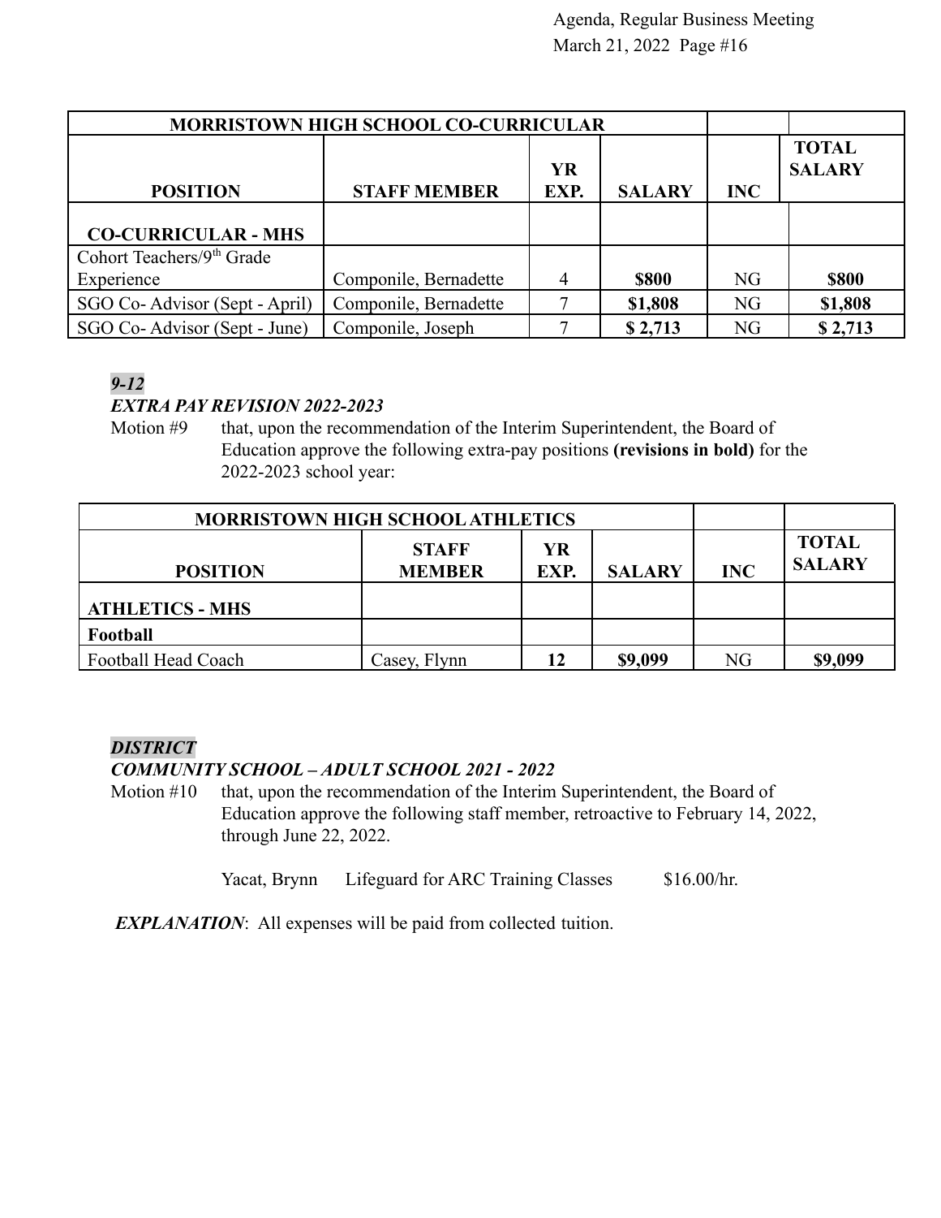| MORRISTOWN HIGH SCHOOL CO-CURRICULAR | | | | | |
|---|---|---|---|---|---|
| **POSITION** | **STAFF MEMBER** | **YR EXP.** | **SALARY** | **INC** | **TOTAL SALARY** |
| **CO-CURRICULAR - MHS** | | | | | |
| Cohort Teachers/9th Grade Experience | Componile, Bernadette | 4 | **$800** | NG | **$800** |
| SGO Co- Advisor (Sept - April) | Componile, Bernadette | 7 | **$1,808** | NG | **$1,808** |
| SGO Co- Advisor (Sept - June) | Componile, Joseph | 7 | **$ 2,713** | NG | **$ 2,713** |

***9-12***

***EXTRA PAY REVISION 2022-2023***

Motion #9 that, upon the recommendation of the Interim Superintendent, the Board of Education approve the following extra-pay positions **(revisions in bold)** for the 2022-2023 school year:

| MORRISTOWN HIGH SCHOOL ATHLETICS | | | | | |
|---|---|---|---|---|---|
| **POSITION** | **STAFF MEMBER** | **YR EXP.** | **SALARY** | **INC** | **TOTAL SALARY** |
| **ATHLETICS - MHS** | | | | | |
| **Football** | | | | | |
| Football Head Coach | Casey, Flynn | **12** | **$9,099** | NG | **$9,099** |

***DISTRICT***

***COMMUNITY SCHOOL – ADULT SCHOOL 2021 - 2022***

Motion #10 that, upon the recommendation of the Interim Superintendent, the Board of Education approve the following staff member, retroactive to February 14, 2022, through June 22, 2022.

Yacat, Brynn Lifeguard for ARC Training Classes $16.00/hr.

***EXPLANATION***: All expenses will be paid from collected tuition.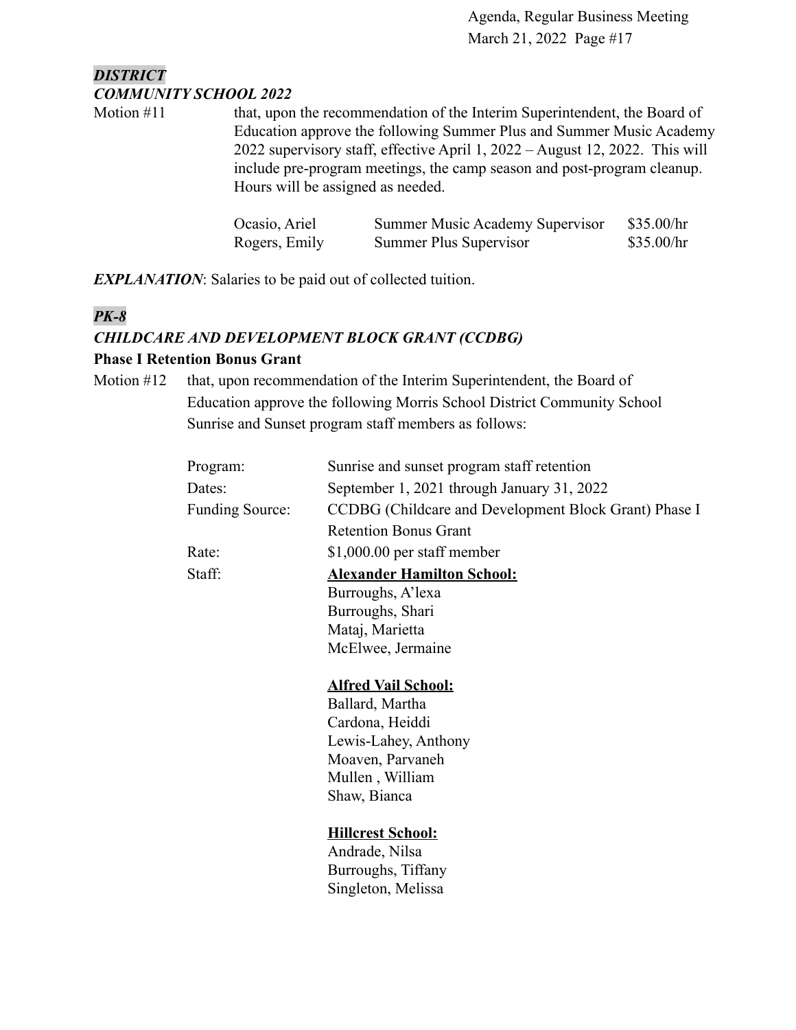***DISTRICT***
***COMMUNITY SCHOOL 2022***

Motion #11 that, upon the recommendation of the Interim Superintendent, the Board of Education approve the following Summer Plus and Summer Music Academy 2022 supervisory staff, effective April 1, 2022 – August 12, 2022. This will include pre-program meetings, the camp season and post-program cleanup. Hours will be assigned as needed.

| | | |
|---|---|---|
| Ocasio, Ariel | Summer Music Academy Supervisor | $35.00/hr |
| Rogers, Emily | Summer Plus Supervisor | $35.00/hr |

***EXPLANATION***: Salaries to be paid out of collected tuition.

***PK-8***

***CHILDCARE AND DEVELOPMENT BLOCK GRANT (CCDBG)***

**Phase I Retention Bonus Grant**

Motion #12 that, upon recommendation of the Interim Superintendent, the Board of Education approve the following Morris School District Community School Sunrise and Sunset program staff members as follows:

Program: Sunrise and sunset program staff retention

Dates: September 1, 2021 through January 31, 2022

Funding Source: CCDBG (Childcare and Development Block Grant) Phase I Retention Bonus Grant

Rate: $1,000.00 per staff member

Staff:

**Alexander Hamilton School:**
Burroughs, A'lexa
Burroughs, Shari
Mataj, Marietta
McElwee, Jermaine

**Alfred Vail School:**
Ballard, Martha
Cardona, Heiddi
Lewis-Lahey, Anthony
Moaven, Parvaneh
Mullen , William
Shaw, Bianca

**Hillcrest School:**
Andrade, Nilsa
Burroughs, Tiffany
Singleton, Melissa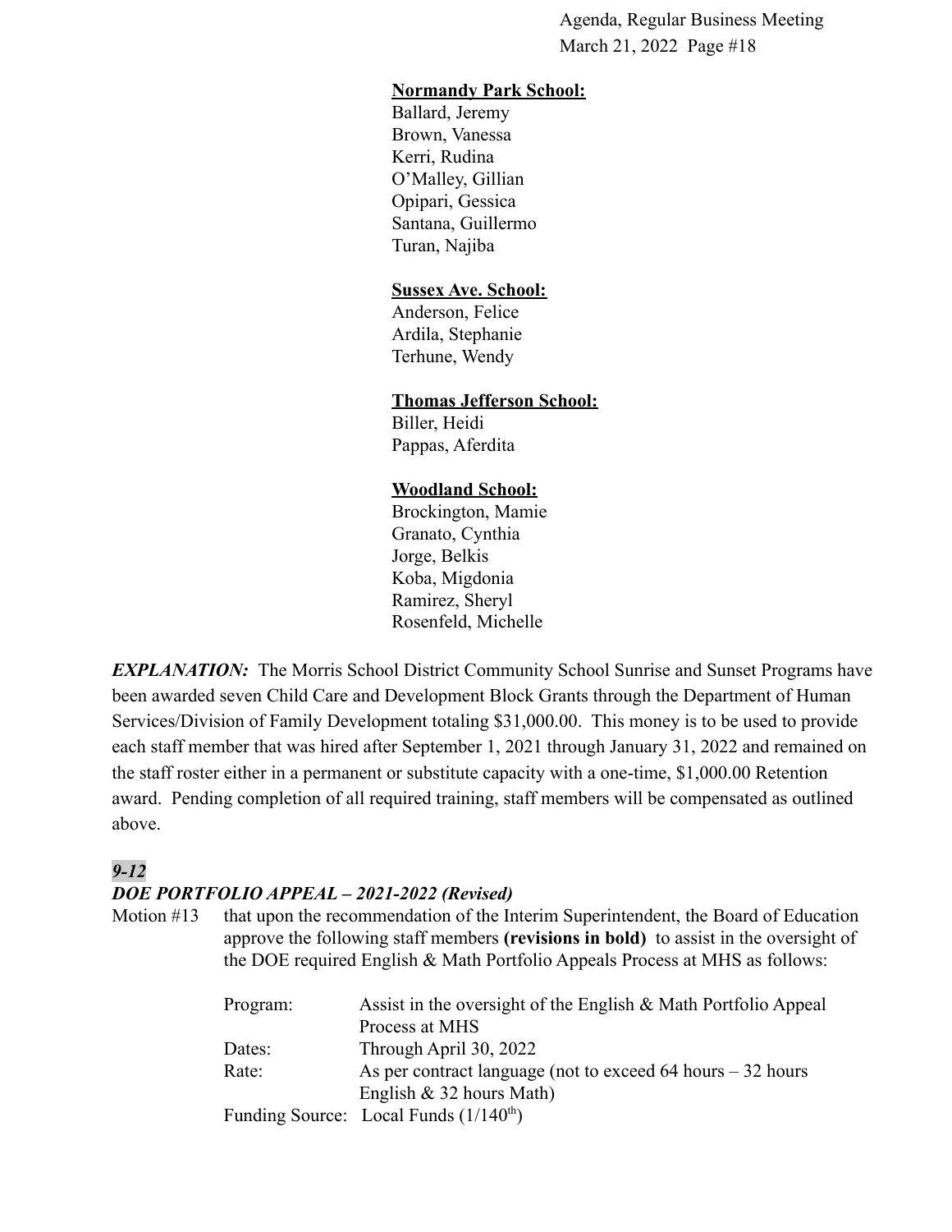**Normandy Park School:**
Ballard, Jeremy
Brown, Vanessa
Kerri, Rudina
O'Malley, Gillian
Opipari, Gessica
Santana, Guillermo
Turan, Najiba

**Sussex Ave. School:**
Anderson, Felice
Ardila, Stephanie
Terhune, Wendy

**Thomas Jefferson School:**
Biller, Heidi
Pappas, Aferdita

**Woodland School:**
Brockington, Mamie
Granato, Cynthia
Jorge, Belkis
Koba, Migdonia
Ramirez, Sheryl
Rosenfeld, Michelle

***EXPLANATION:*** The Morris School District Community School Sunrise and Sunset Programs have been awarded seven Child Care and Development Block Grants through the Department of Human Services/Division of Family Development totaling $31,000.00. This money is to be used to provide each staff member that was hired after September 1, 2021 through January 31, 2022 and remained on the staff roster either in a permanent or substitute capacity with a one-time, $1,000.00 Retention award. Pending completion of all required training, staff members will be compensated as outlined above.

***9-12***

***DOE PORTFOLIO APPEAL – 2021-2022 (Revised)***

Motion #13 that upon the recommendation of the Interim Superintendent, the Board of Education approve the following staff members **(revisions in bold)** to assist in the oversight of the DOE required English & Math Portfolio Appeals Process at MHS as follows:

Program: Assist in the oversight of the English & Math Portfolio Appeal Process at MHS
Dates: Through April 30, 2022
Rate: As per contract language (not to exceed 64 hours – 32 hours English & 32 hours Math)
Funding Source: Local Funds (1/140th)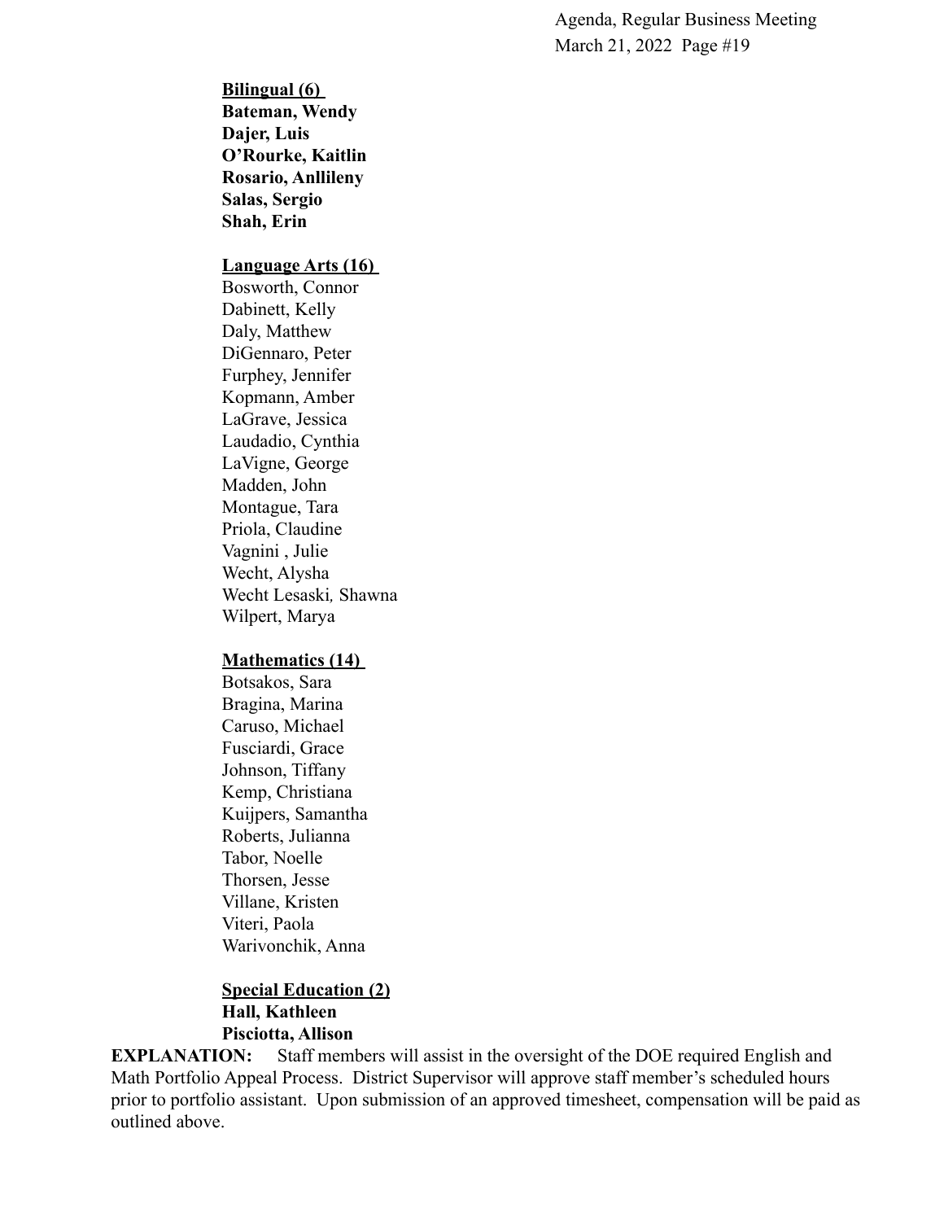**Bilingual (6)**

**Bateman, Wendy**
**Dajer, Luis**
**O'Rourke, Kaitlin**
**Rosario, Anllileny**
**Salas, Sergio**
**Shah, Erin**

**Language Arts (16)**

Bosworth, Connor
Dabinett, Kelly
Daly, Matthew
DiGennaro, Peter
Furphey, Jennifer
Kopmann, Amber
LaGrave, Jessica
Laudadio, Cynthia
LaVigne, George
Madden, John
Montague, Tara
Priola, Claudine
Vagnini , Julie
Wecht, Alysha
Wecht Lesaski, Shawna
Wilpert, Marya

**Mathematics (14)**

Botsakos, Sara
Bragina, Marina
Caruso, Michael
Fusciardi, Grace
Johnson, Tiffany
Kemp, Christiana
Kuijpers, Samantha
Roberts, Julianna
Tabor, Noelle
Thorsen, Jesse
Villane, Kristen
Viteri, Paola
Warivonchik, Anna

**Special Education (2)**

**Hall, Kathleen**
**Pisciotta, Allison**

**EXPLANATION:** Staff members will assist in the oversight of the DOE required English and Math Portfolio Appeal Process. District Supervisor will approve staff member's scheduled hours prior to portfolio assistant. Upon submission of an approved timesheet, compensation will be paid as outlined above.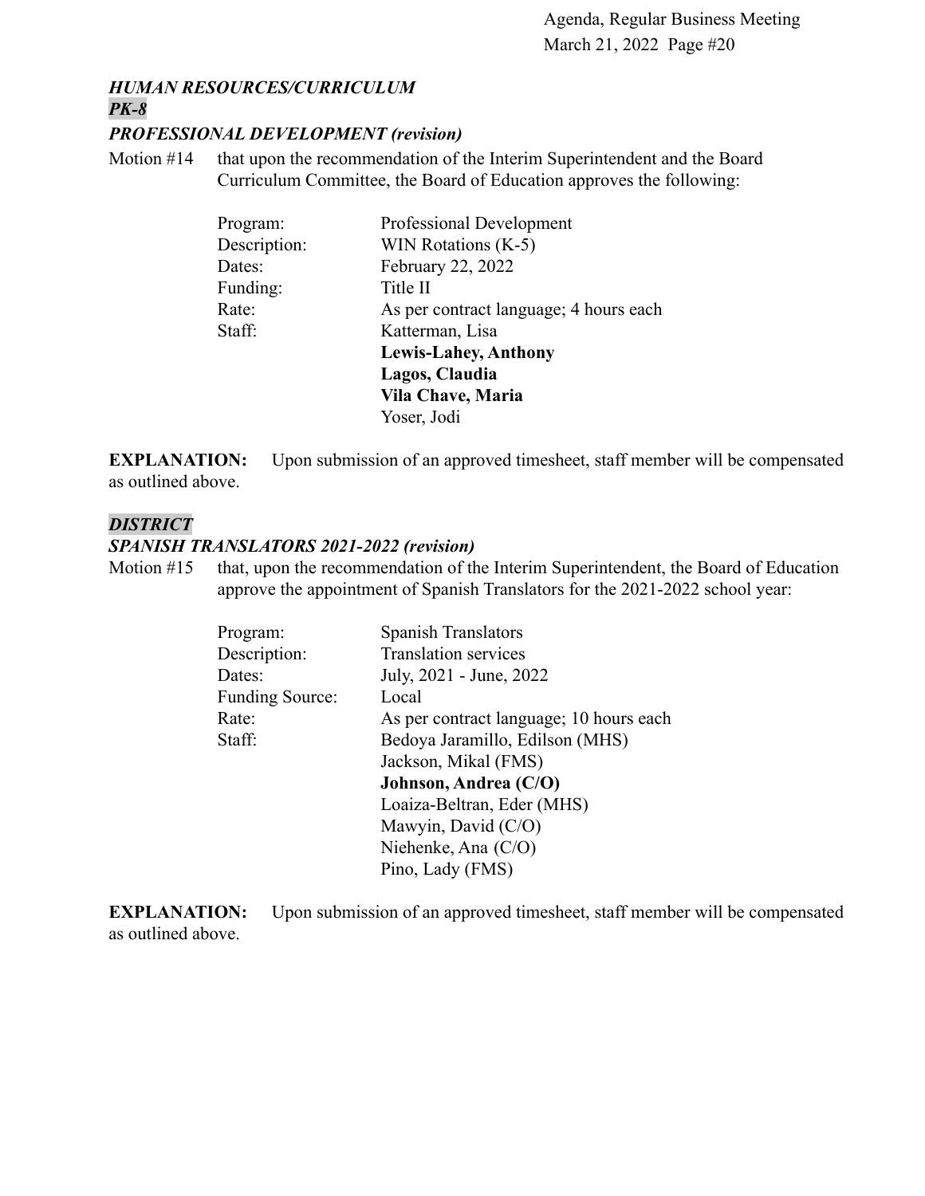### *HUMAN RESOURCES/CURRICULUM*

### *PK-8*

### *PROFESSIONAL DEVELOPMENT (revision)*

Motion #14 that upon the recommendation of the Interim Superintendent and the Board Curriculum Committee, the Board of Education approves the following:

| | |
|---|---|
| Program: | Professional Development |
| Description: | WIN Rotations (K-5) |
| Dates: | February 22, 2022 |
| Funding: | Title II |
| Rate: | As per contract language; 4 hours each |
| Staff: | Katterman, Lisa |
| | **Lewis-Lahey, Anthony** |
| | **Lagos, Claudia** |
| | **Vila Chave, Maria** |
| | Yoser, Jodi |

**EXPLANATION:** Upon submission of an approved timesheet, staff member will be compensated as outlined above.

### *DISTRICT*

### *SPANISH TRANSLATORS 2021-2022 (revision)*

Motion #15 that, upon the recommendation of the Interim Superintendent, the Board of Education approve the appointment of Spanish Translators for the 2021-2022 school year:

| | |
|---|---|
| Program: | Spanish Translators |
| Description: | Translation services |
| Dates: | July, 2021 - June, 2022 |
| Funding Source: | Local |
| Rate: | As per contract language; 10 hours each |
| Staff: | Bedoya Jaramillo, Edilson (MHS) |
| | Jackson, Mikal (FMS) |
| | **Johnson, Andrea (C/O)** |
| | Loaiza-Beltran, Eder (MHS) |
| | Mawyin, David (C/O) |
| | Niehenke, Ana (C/O) |
| | Pino, Lady (FMS) |

**EXPLANATION:** Upon submission of an approved timesheet, staff member will be compensated as outlined above.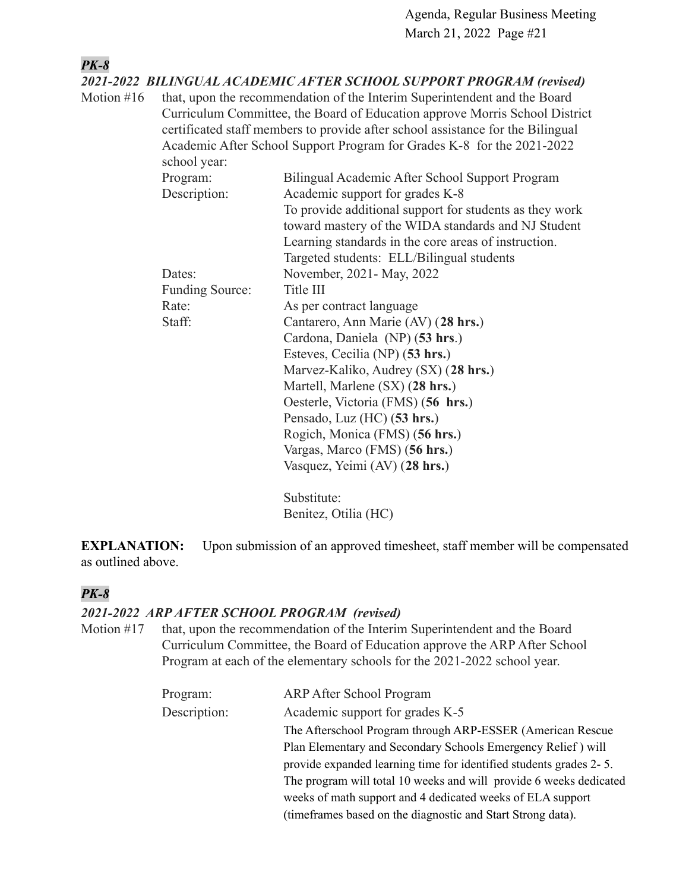*PK-8*

***2021-2022 BILINGUAL ACADEMIC AFTER SCHOOL SUPPORT PROGRAM (revised)***

Motion #16 that, upon the recommendation of the Interim Superintendent and the Board Curriculum Committee, the Board of Education approve Morris School District certificated staff members to provide after school assistance for the Bilingual Academic After School Support Program for Grades K-8 for the 2021-2022 school year:

Program: Bilingual Academic After School Support Program

Description: Academic support for grades K-8
To provide additional support for students as they work toward mastery of the WIDA standards and NJ Student Learning standards in the core areas of instruction.
Targeted students: ELL/Bilingual students

Dates: November, 2021- May, 2022

Funding Source: Title III

Rate: As per contract language

Staff:
Cantarero, Ann Marie (AV) (**28 hrs.**)
Cardona, Daniela (NP) (**53 hrs**.)
Esteves, Cecilia (NP) (**53 hrs.**)
Marvez-Kaliko, Audrey (SX) (**28 hrs.**)
Martell, Marlene (SX) (**28 hrs.**)
Oesterle, Victoria (FMS) (**56 hrs.**)
Pensado, Luz (HC) (**53 hrs.**)
Rogich, Monica (FMS) (**56 hrs.**)
Vargas, Marco (FMS) (**56 hrs.**)
Vasquez, Yeimi (AV) (**28 hrs.**)

Substitute:
Benitez, Otilia (HC)

**EXPLANATION:** Upon submission of an approved timesheet, staff member will be compensated as outlined above.

*PK-8*

***2021-2022 ARP AFTER SCHOOL PROGRAM (revised)***

Motion #17 that, upon the recommendation of the Interim Superintendent and the Board Curriculum Committee, the Board of Education approve the ARP After School Program at each of the elementary schools for the 2021-2022 school year.

Program: ARP After School Program

Description: Academic support for grades K-5
The Afterschool Program through ARP-ESSER (American Rescue Plan Elementary and Secondary Schools Emergency Relief ) will provide expanded learning time for identified students grades 2- 5. The program will total 10 weeks and will provide 6 weeks dedicated weeks of math support and 4 dedicated weeks of ELA support (timeframes based on the diagnostic and Start Strong data).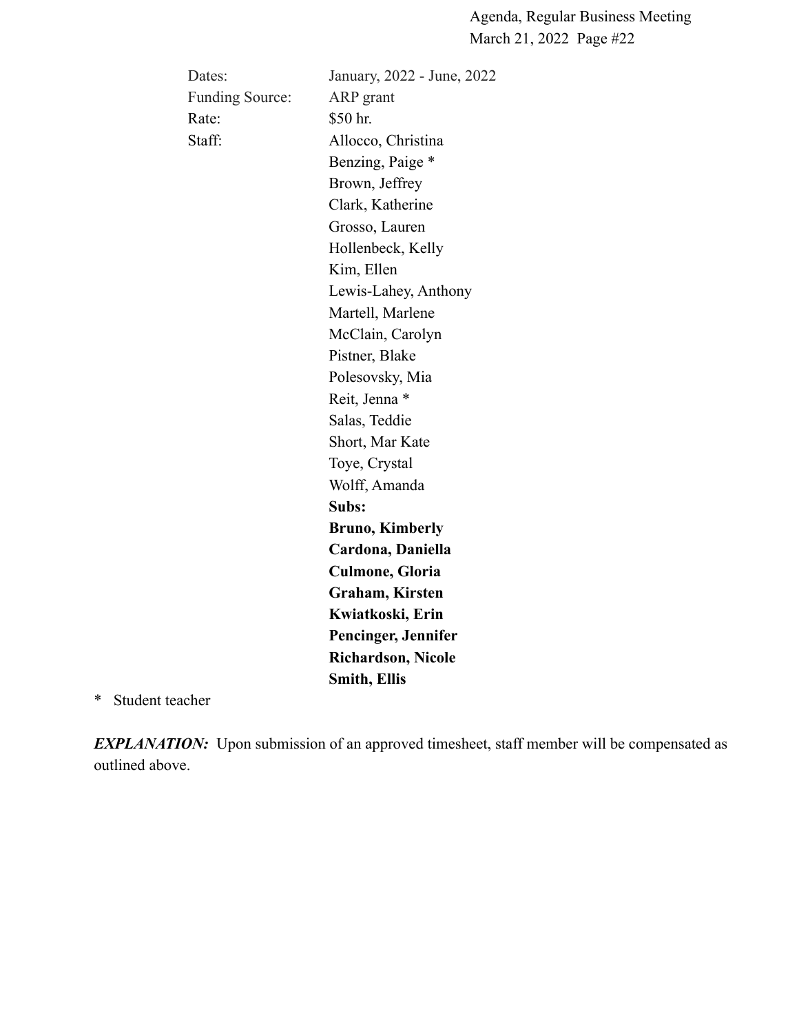Dates: January, 2022 - June, 2022
Funding Source: ARP grant
Rate: $50 hr.
Staff:
Allocco, Christina
Benzing, Paige *
Brown, Jeffrey
Clark, Katherine
Grosso, Lauren
Hollenbeck, Kelly
Kim, Ellen
Lewis-Lahey, Anthony
Martell, Marlene
McClain, Carolyn
Pistner, Blake
Polesovsky, Mia
Reit, Jenna *
Salas, Teddie
Short, Mar Kate
Toye, Crystal
Wolff, Amanda
**Subs:**
**Bruno, Kimberly**
**Cardona, Daniella**
**Culmone, Gloria**
**Graham, Kirsten**
**Kwiatkoski, Erin**
**Pencinger, Jennifer**
**Richardson, Nicole**
**Smith, Ellis**

\* Student teacher

***EXPLANATION:*** Upon submission of an approved timesheet, staff member will be compensated as outlined above.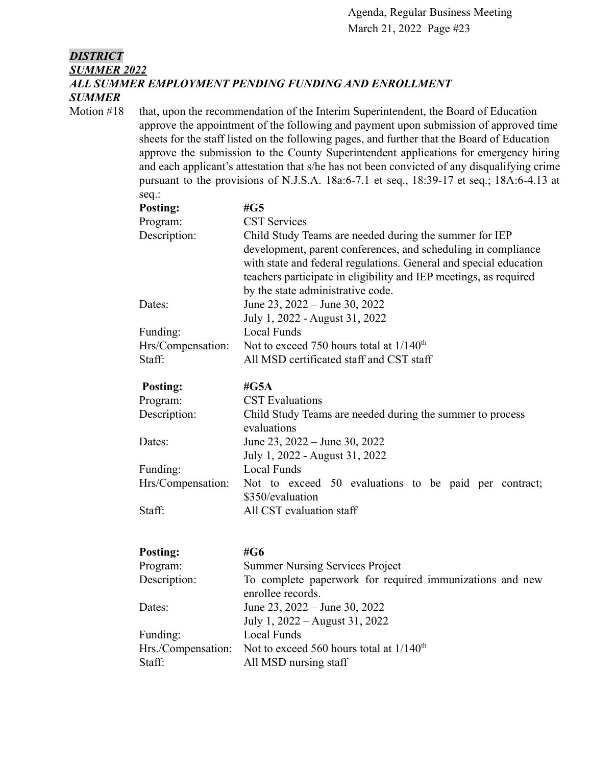***DISTRICT***

***SUMMER 2022***

***ALL SUMMER EMPLOYMENT PENDING FUNDING AND ENROLLMENT***

***SUMMER***

Motion #18 that, upon the recommendation of the Interim Superintendent, the Board of Education approve the appointment of the following and payment upon submission of approved time sheets for the staff listed on the following pages, and further that the Board of Education approve the submission to the County Superintendent applications for emergency hiring and each applicant's attestation that s/he has not been convicted of any disqualifying crime pursuant to the provisions of N.J.S.A. 18a:6-7.1 et seq., 18:39-17 et seq.; 18A:6-4.13 at seq.:

| **Posting:** | **#G5** |
|---|---|
| Program: | CST Services |
| Description: | Child Study Teams are needed during the summer for IEP development, parent conferences, and scheduling in compliance with state and federal regulations. General and special education teachers participate in eligibility and IEP meetings, as required by the state administrative code. |
| Dates: | June 23, 2022 – June 30, 2022<br>July 1, 2022 - August 31, 2022 |
| Funding: | Local Funds |
| Hrs/Compensation: | Not to exceed 750 hours total at 1/140th |
| Staff: | All MSD certificated staff and CST staff |

| **Posting:** | **#G5A** |
|---|---|
| Program: | CST Evaluations |
| Description: | Child Study Teams are needed during the summer to process evaluations |
| Dates: | June 23, 2022 – June 30, 2022<br>July 1, 2022 - August 31, 2022 |
| Funding: | Local Funds |
| Hrs/Compensation: | Not to exceed 50 evaluations to be paid per contract; $350/evaluation |
| Staff: | All CST evaluation staff |

| **Posting:** | **#G6** |
|---|---|
| Program: | Summer Nursing Services Project |
| Description: | To complete paperwork for required immunizations and new enrollee records. |
| Dates: | June 23, 2022 – June 30, 2022<br>July 1, 2022 – August 31, 2022 |
| Funding: | Local Funds |
| Hrs./Compensation: | Not to exceed 560 hours total at 1/140th |
| Staff: | All MSD nursing staff |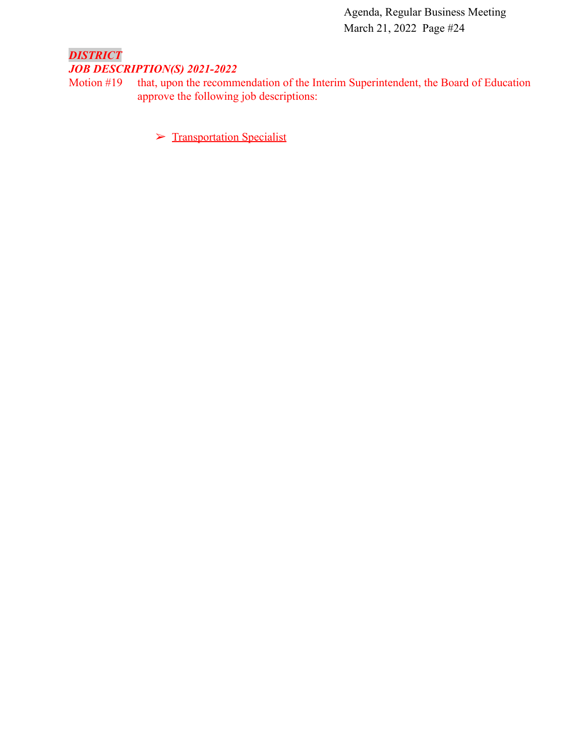***DISTRICT***

***JOB DESCRIPTION(S) 2021-2022***

Motion #19 that, upon the recommendation of the Interim Superintendent, the Board of Education approve the following job descriptions:

- Transportation Specialist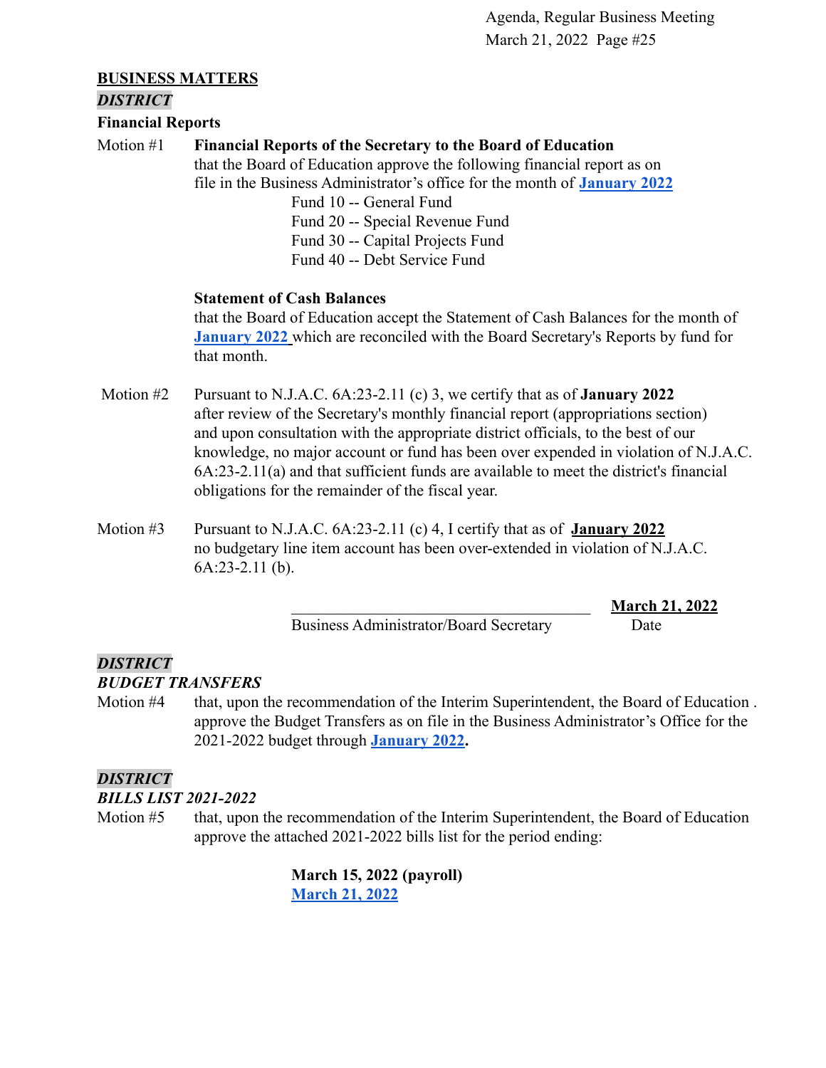## BUSINESS MATTERS

***DISTRICT***

**Financial Reports**

Motion #1 **Financial Reports of the Secretary to the Board of Education**
that the Board of Education approve the following financial report as on file in the Business Administrator's office for the month of **January 2022**

Fund 10 -- General Fund
Fund 20 -- Special Revenue Fund
Fund 30 -- Capital Projects Fund
Fund 40 -- Debt Service Fund

**Statement of Cash Balances**
that the Board of Education accept the Statement of Cash Balances for the month of **January 2022** which are reconciled with the Board Secretary's Reports by fund for that month.

Motion #2 Pursuant to N.J.A.C. 6A:23-2.11 (c) 3, we certify that as of **January 2022** after review of the Secretary's monthly financial report (appropriations section) and upon consultation with the appropriate district officials, to the best of our knowledge, no major account or fund has been over expended in violation of N.J.A.C. 6A:23-2.11(a) and that sufficient funds are available to meet the district's financial obligations for the remainder of the fiscal year.

Motion #3 Pursuant to N.J.A.C. 6A:23-2.11 (c) 4, I certify that as of **January 2022** no budgetary line item account has been over-extended in violation of N.J.A.C. 6A:23-2.11 (b).

\_\_\_\_\_\_\_\_\_\_\_\_\_\_\_\_\_\_\_\_\_\_\_\_\_\_\_\_\_\_\_\_\_\_\_\_ **March 21, 2022**
Business Administrator/Board Secretary Date

***DISTRICT***

***BUDGET TRANSFERS***

Motion #4 that, upon the recommendation of the Interim Superintendent, the Board of Education . approve the Budget Transfers as on file in the Business Administrator's Office for the 2021-2022 budget through **January 2022**.

***DISTRICT***

***BILLS LIST 2021-2022***

Motion #5 that, upon the recommendation of the Interim Superintendent, the Board of Education approve the attached 2021-2022 bills list for the period ending:

**March 15, 2022 (payroll)**
**March 21, 2022**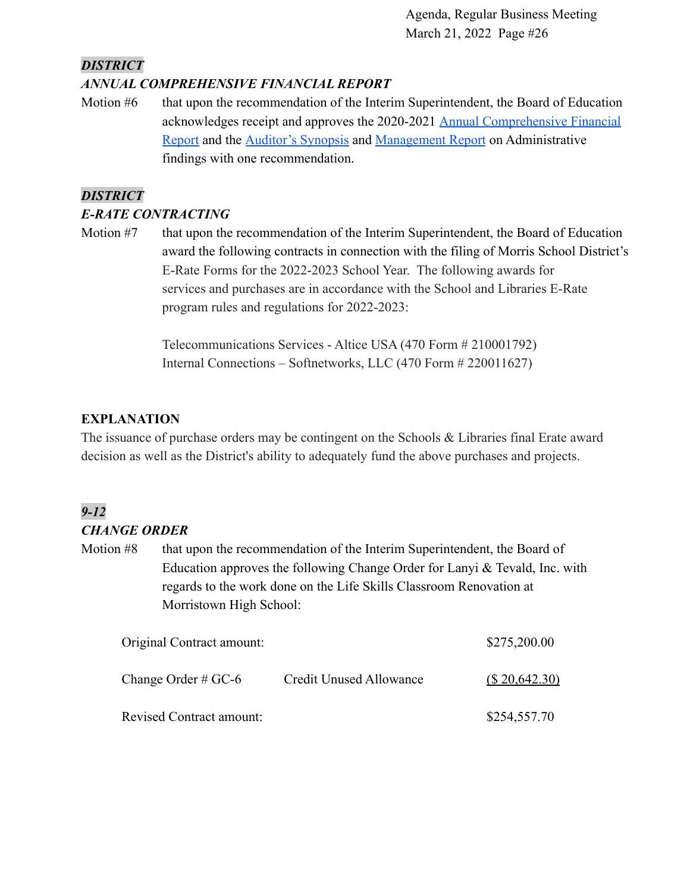***DISTRICT***

***ANNUAL COMPREHENSIVE FINANCIAL REPORT***

Motion #6 that upon the recommendation of the Interim Superintendent, the Board of Education acknowledges receipt and approves the 2020-2021 Annual Comprehensive Financial Report and the Auditor's Synopsis and Management Report on Administrative findings with one recommendation.

***DISTRICT***

***E-RATE CONTRACTING***

Motion #7 that upon the recommendation of the Interim Superintendent, the Board of Education award the following contracts in connection with the filing of Morris School District's E-Rate Forms for the 2022-2023 School Year. The following awards for services and purchases are in accordance with the School and Libraries E-Rate program rules and regulations for 2022-2023:

Telecommunications Services - Altice USA (470 Form # 210001792)
Internal Connections – Softnetworks, LLC (470 Form # 220011627)

**EXPLANATION**

The issuance of purchase orders may be contingent on the Schools & Libraries final Erate award decision as well as the District's ability to adequately fund the above purchases and projects.

***9-12***

***CHANGE ORDER***

Motion #8 that upon the recommendation of the Interim Superintendent, the Board of Education approves the following Change Order for Lanyi & Tevald, Inc. with regards to the work done on the Life Skills Classroom Renovation at Morristown High School:

| | | |
|---|---|---|
| Original Contract amount: | | $275,200.00 |
| Change Order # GC-6 | Credit Unused Allowance | ($ 20,642.30) |
| Revised Contract amount: | | $254,557.70 |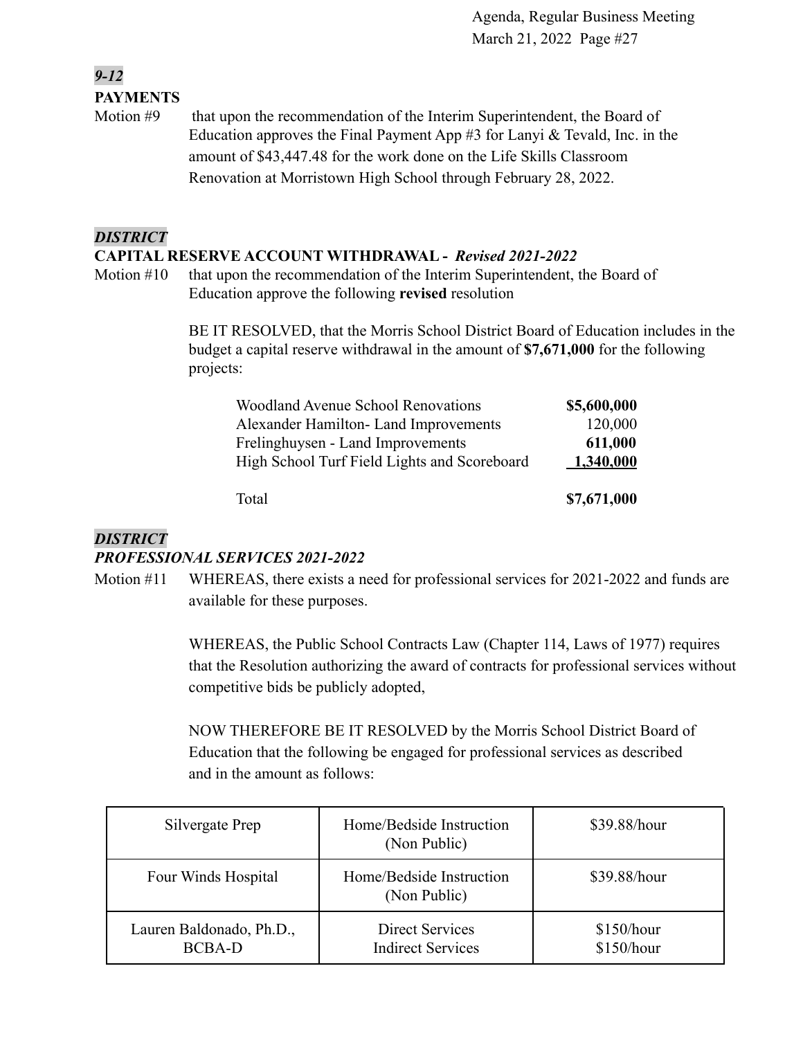*9-12*

**PAYMENTS**

Motion #9 that upon the recommendation of the Interim Superintendent, the Board of Education approves the Final Payment App #3 for Lanyi & Tevald, Inc. in the amount of $43,447.48 for the work done on the Life Skills Classroom Renovation at Morristown High School through February 28, 2022.

*DISTRICT*

**CAPITAL RESERVE ACCOUNT WITHDRAWAL -** ***Revised 2021-2022***

Motion #10 that upon the recommendation of the Interim Superintendent, the Board of Education approve the following **revised** resolution

BE IT RESOLVED, that the Morris School District Board of Education includes in the budget a capital reserve withdrawal in the amount of **$7,671,000** for the following projects:

| | |
|---|---:|
| Woodland Avenue School Renovations | **$5,600,000** |
| Alexander Hamilton- Land Improvements | 120,000 |
| Frelinghuysen - Land Improvements | **611,000** |
| High School Turf Field Lights and Scoreboard | **1,340,000** |
| Total | **$7,671,000** |

*DISTRICT*

***PROFESSIONAL SERVICES 2021-2022***

Motion #11 WHEREAS, there exists a need for professional services for 2021-2022 and funds are available for these purposes.

WHEREAS, the Public School Contracts Law (Chapter 114, Laws of 1977) requires that the Resolution authorizing the award of contracts for professional services without competitive bids be publicly adopted,

NOW THEREFORE BE IT RESOLVED by the Morris School District Board of Education that the following be engaged for professional services as described and in the amount as follows:

| | | |
|---|---|---|
| Silvergate Prep | Home/Bedside Instruction (Non Public) | $39.88/hour |
| Four Winds Hospital | Home/Bedside Instruction (Non Public) | $39.88/hour |
| Lauren Baldonado, Ph.D., BCBA-D | Direct Services<br>Indirect Services | $150/hour<br>$150/hour |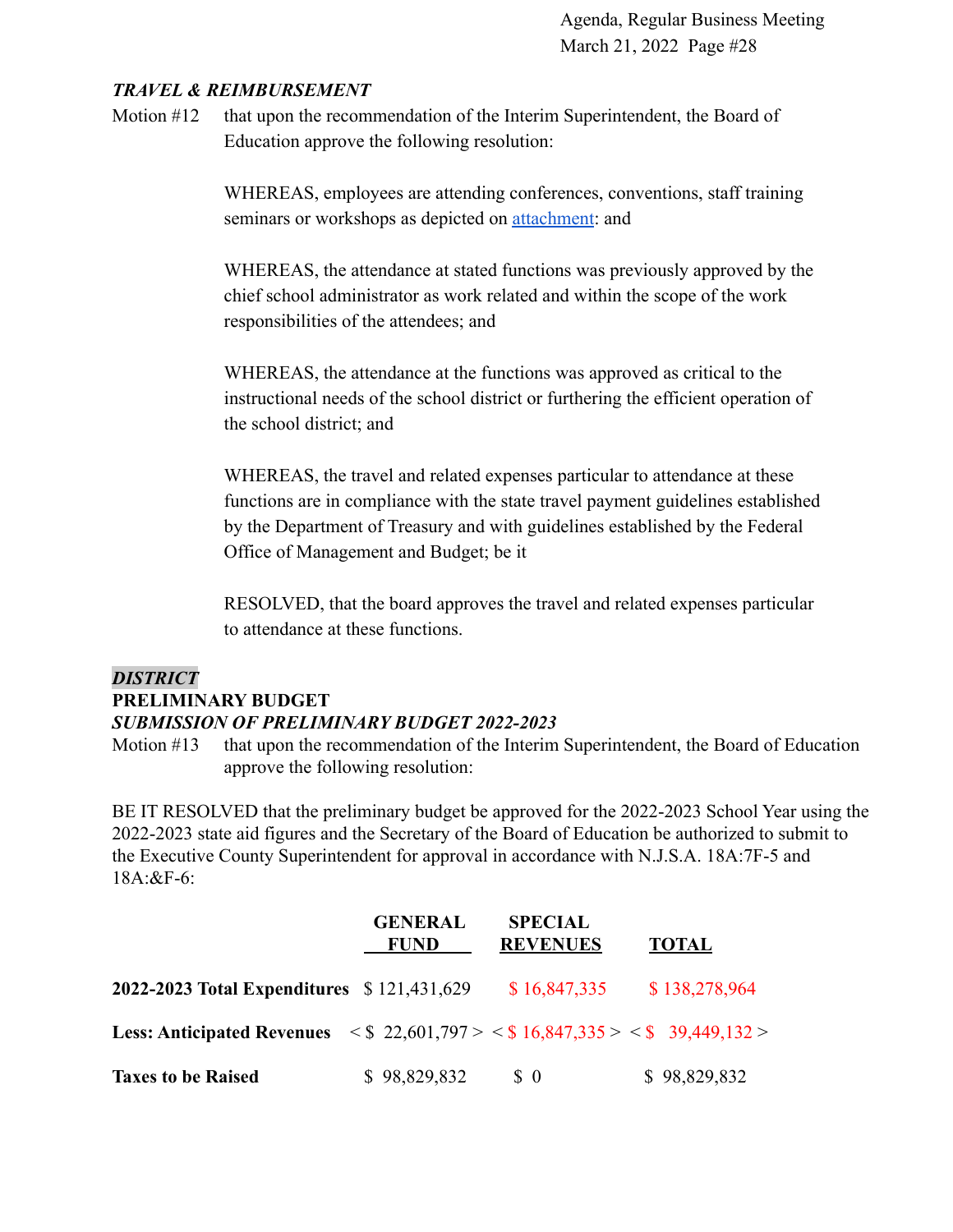### *TRAVEL & REIMBURSEMENT*

Motion #12 that upon the recommendation of the Interim Superintendent, the Board of Education approve the following resolution:

WHEREAS, employees are attending conferences, conventions, staff training seminars or workshops as depicted on attachment: and

WHEREAS, the attendance at stated functions was previously approved by the chief school administrator as work related and within the scope of the work responsibilities of the attendees; and

WHEREAS, the attendance at the functions was approved as critical to the instructional needs of the school district or furthering the efficient operation of the school district; and

WHEREAS, the travel and related expenses particular to attendance at these functions are in compliance with the state travel payment guidelines established by the Department of Treasury and with guidelines established by the Federal Office of Management and Budget; be it

RESOLVED, that the board approves the travel and related expenses particular to attendance at these functions.

### *DISTRICT*

**PRELIMINARY BUDGET**

***SUBMISSION OF PRELIMINARY BUDGET 2022-2023***

Motion #13 that upon the recommendation of the Interim Superintendent, the Board of Education approve the following resolution:

BE IT RESOLVED that the preliminary budget be approved for the 2022-2023 School Year using the 2022-2023 state aid figures and the Secretary of the Board of Education be authorized to submit to the Executive County Superintendent for approval in accordance with N.J.S.A. 18A:7F-5 and 18A:&F-6:

| | GENERAL FUND | SPECIAL REVENUES | TOTAL |
|---|---|---|---|
| **2022-2023 Total Expenditures** | $ 121,431,629 | $ 16,847,335 | $ 138,278,964 |
| **Less: Anticipated Revenues** | < $ 22,601,797 > | < $ 16,847,335 > | < $ 39,449,132 > |
| **Taxes to be Raised** | $ 98,829,832 | $ 0 | $ 98,829,832 |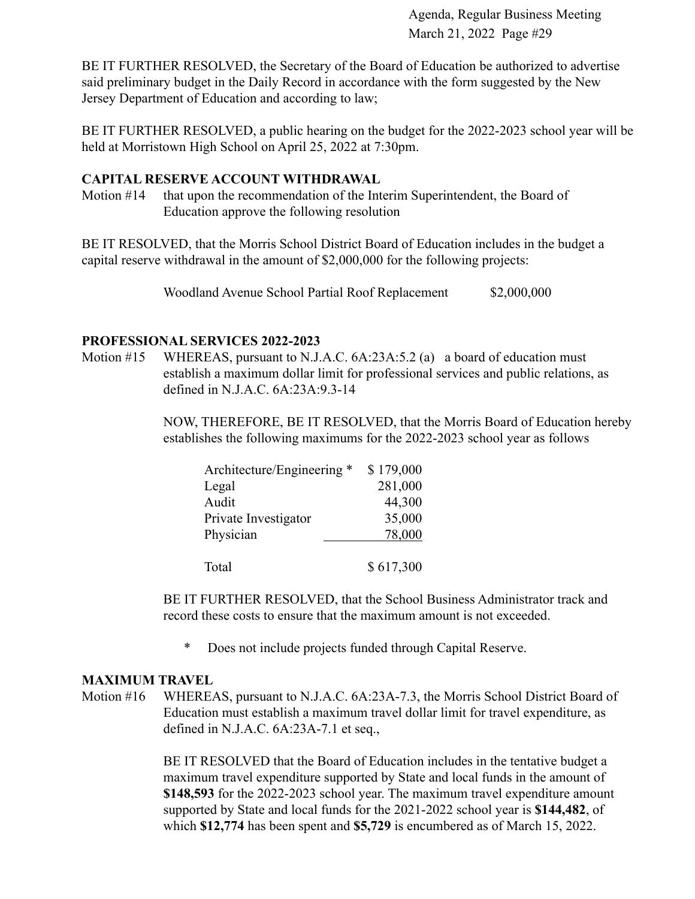BE IT FURTHER RESOLVED, the Secretary of the Board of Education be authorized to advertise said preliminary budget in the Daily Record in accordance with the form suggested by the New Jersey Department of Education and according to law;

BE IT FURTHER RESOLVED, a public hearing on the budget for the 2022-2023 school year will be held at Morristown High School on April 25, 2022 at 7:30pm.

**CAPITAL RESERVE ACCOUNT WITHDRAWAL**

Motion #14 that upon the recommendation of the Interim Superintendent, the Board of Education approve the following resolution

BE IT RESOLVED, that the Morris School District Board of Education includes in the budget a capital reserve withdrawal in the amount of $2,000,000 for the following projects:

| | |
|---|---|
| Woodland Avenue School Partial Roof Replacement | $2,000,000 |

**PROFESSIONAL SERVICES 2022-2023**

Motion #15 WHEREAS, pursuant to N.J.A.C. 6A:23A:5.2 (a) a board of education must establish a maximum dollar limit for professional services and public relations, as defined in N.J.A.C. 6A:23A:9.3-14

NOW, THEREFORE, BE IT RESOLVED, that the Morris Board of Education hereby establishes the following maximums for the 2022-2023 school year as follows

| | |
|---|---|
| Architecture/Engineering * | $ 179,000 |
| Legal | 281,000 |
| Audit | 44,300 |
| Private Investigator | 35,000 |
| Physician | 78,000 |
| Total | $ 617,300 |

BE IT FURTHER RESOLVED, that the School Business Administrator track and record these costs to ensure that the maximum amount is not exceeded.

\* Does not include projects funded through Capital Reserve.

**MAXIMUM TRAVEL**

Motion #16 WHEREAS, pursuant to N.J.A.C. 6A:23A-7.3, the Morris School District Board of Education must establish a maximum travel dollar limit for travel expenditure, as defined in N.J.A.C. 6A:23A-7.1 et seq.,

BE IT RESOLVED that the Board of Education includes in the tentative budget a maximum travel expenditure supported by State and local funds in the amount of **$148,593** for the 2022-2023 school year. The maximum travel expenditure amount supported by State and local funds for the 2021-2022 school year is **$144,482**, of which **$12,774** has been spent and **$5,729** is encumbered as of March 15, 2022.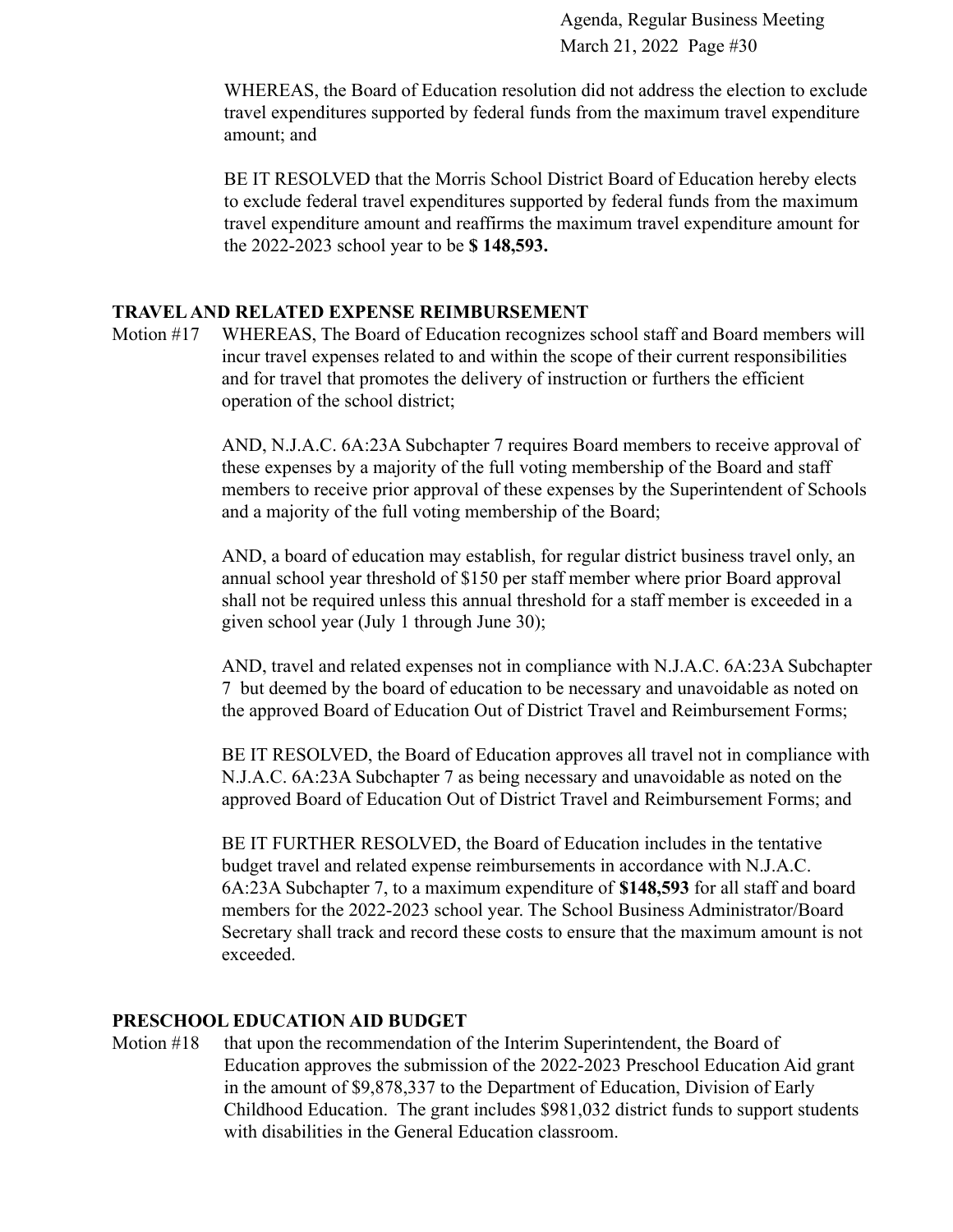WHEREAS, the Board of Education resolution did not address the election to exclude travel expenditures supported by federal funds from the maximum travel expenditure amount; and

BE IT RESOLVED that the Morris School District Board of Education hereby elects to exclude federal travel expenditures supported by federal funds from the maximum travel expenditure amount and reaffirms the maximum travel expenditure amount for the 2022-2023 school year to be **$ 148,593.**

## TRAVEL AND RELATED EXPENSE REIMBURSEMENT

Motion #17 WHEREAS, The Board of Education recognizes school staff and Board members will incur travel expenses related to and within the scope of their current responsibilities and for travel that promotes the delivery of instruction or furthers the efficient operation of the school district;

AND, N.J.A.C. 6A:23A Subchapter 7 requires Board members to receive approval of these expenses by a majority of the full voting membership of the Board and staff members to receive prior approval of these expenses by the Superintendent of Schools and a majority of the full voting membership of the Board;

AND, a board of education may establish, for regular district business travel only, an annual school year threshold of $150 per staff member where prior Board approval shall not be required unless this annual threshold for a staff member is exceeded in a given school year (July 1 through June 30);

AND, travel and related expenses not in compliance with N.J.A.C. 6A:23A Subchapter 7 but deemed by the board of education to be necessary and unavoidable as noted on the approved Board of Education Out of District Travel and Reimbursement Forms;

BE IT RESOLVED, the Board of Education approves all travel not in compliance with N.J.A.C. 6A:23A Subchapter 7 as being necessary and unavoidable as noted on the approved Board of Education Out of District Travel and Reimbursement Forms; and

BE IT FURTHER RESOLVED, the Board of Education includes in the tentative budget travel and related expense reimbursements in accordance with N.J.A.C. 6A:23A Subchapter 7, to a maximum expenditure of **$148,593** for all staff and board members for the 2022-2023 school year. The School Business Administrator/Board Secretary shall track and record these costs to ensure that the maximum amount is not exceeded.

## PRESCHOOL EDUCATION AID BUDGET

Motion #18 that upon the recommendation of the Interim Superintendent, the Board of Education approves the submission of the 2022-2023 Preschool Education Aid grant in the amount of $9,878,337 to the Department of Education, Division of Early Childhood Education. The grant includes $981,032 district funds to support students with disabilities in the General Education classroom.